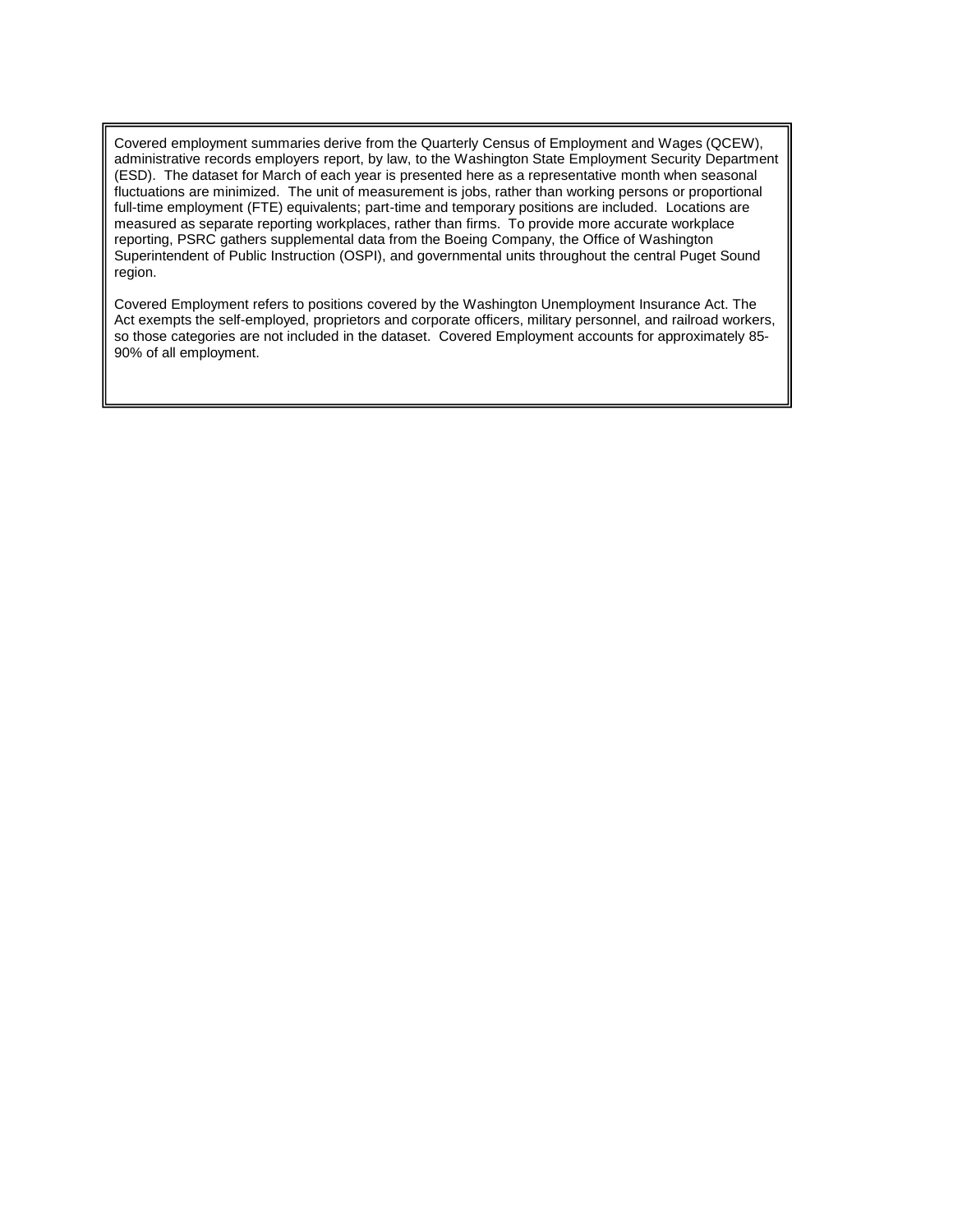Covered employment summaries derive from the Quarterly Census of Employment and Wages (QCEW), administrative records employers report, by law, to the Washington State Employment Security Department (ESD). The dataset for March of each year is presented here as a representative month when seasonal fluctuations are minimized. The unit of measurement is jobs, rather than working persons or proportional full-time employment (FTE) equivalents; part-time and temporary positions are included. Locations are measured as separate reporting workplaces, rather than firms. To provide more accurate workplace reporting, PSRC gathers supplemental data from the Boeing Company, the Office of Washington Superintendent of Public Instruction (OSPI), and governmental units throughout the central Puget Sound region.

Covered Employment refers to positions covered by the Washington Unemployment Insurance Act. The Act exempts the self-employed, proprietors and corporate officers, military personnel, and railroad workers, so those categories are not included in the dataset. Covered Employment accounts for approximately 85-90% of all employment.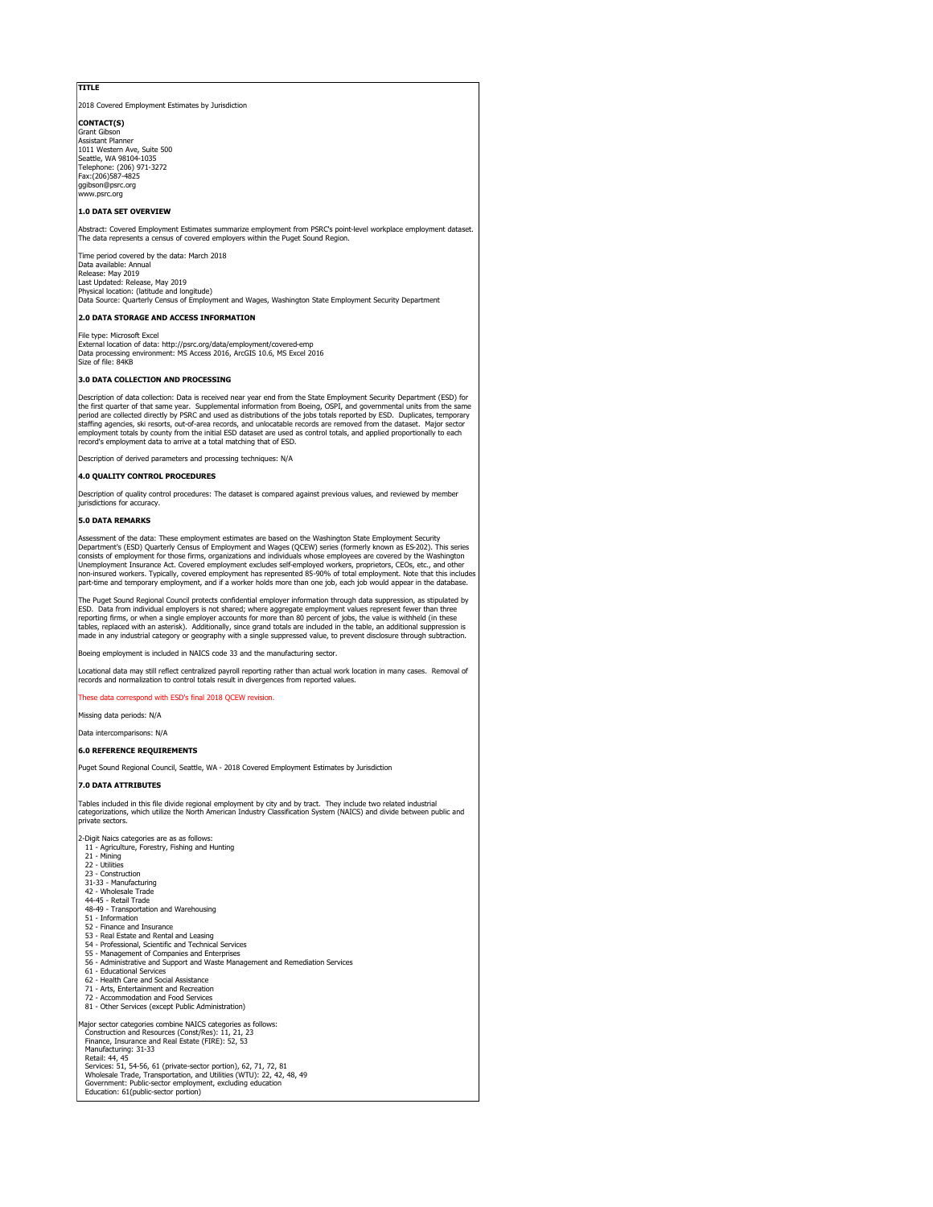**TITLE**

2018 Covered Employment Estimates by Jurisdiction

**CONTACT(S)**
Grant Gibson
Assistant Planner
1011 Western Ave, Suite 500
Seattle, WA 98104-1035
Telephone: (206) 971-3272
Fax:(206)587-4825
ggibson@psrc.org
www.psrc.org

**1.0 DATA SET OVERVIEW**

Abstract: Covered Employment Estimates summarize employment from PSRC's point-level workplace employment dataset. The data represents a census of covered employers within the Puget Sound Region.

Time period covered by the data: March 2018
Data available: Annual
Release: May 2019
Last Updated: Release, May 2019
Physical location: (latitude and longitude)
Data Source: Quarterly Census of Employment and Wages, Washington State Employment Security Department

**2.0 DATA STORAGE AND ACCESS INFORMATION**

File type: Microsoft Excel
External location of data: http://psrc.org/data/employment/covered-emp
Data processing environment: MS Access 2016, ArcGIS 10.6, MS Excel 2016
Size of file: 84KB

**3.0 DATA COLLECTION AND PROCESSING**

Description of data collection: Data is received near year end from the State Employment Security Department (ESD) for the first quarter of that same year. Supplemental information from Boeing, OSPI, and governmental units from the same period are collected directly by PSRC and used as distributions of the jobs totals reported by ESD. Duplicates, temporary staffing agencies, ski resorts, out-of-area records, and unlocatable records are removed from the dataset. Major sector employment totals by county from the initial ESD dataset are used as control totals, and applied proportionally to each record's employment data to arrive at a total matching that of ESD.

Description of derived parameters and processing techniques: N/A

**4.0 QUALITY CONTROL PROCEDURES**

Description of quality control procedures: The dataset is compared against previous values, and reviewed by member jurisdictions for accuracy.

**5.0 DATA REMARKS**

Assessment of the data: These employment estimates are based on the Washington State Employment Security Department's (ESD) Quarterly Census of Employment and Wages (QCEW) series (formerly known as ES-202). This series consists of employment for those firms, organizations and individuals whose employees are covered by the Washington Unemployment Insurance Act. Covered employment excludes self-employed workers, proprietors, CEOs, etc., and other non-insured workers. Typically, covered employment has represented 85-90% of total employment. Note that this includes part-time and temporary employment, and if a worker holds more than one job, each job would appear in the database.

The Puget Sound Regional Council protects confidential employer information through data suppression, as stipulated by ESD. Data from individual employers is not shared; where aggregate employment values represent fewer than three reporting firms, or when a single employer accounts for more than 80 percent of jobs, the value is withheld (in these tables, replaced with an asterisk). Additionally, since grand totals are included in the table, an additional suppression is made in any industrial category or geography with a single suppressed value, to prevent disclosure through subtraction.

Boeing employment is included in NAICS code 33 and the manufacturing sector.

Locational data may still reflect centralized payroll reporting rather than actual work location in many cases. Removal of records and normalization to control totals result in divergences from reported values.

These data correspond with ESD's final 2018 QCEW revision.

Missing data periods: N/A

Data intercomparisons: N/A

**6.0 REFERENCE REQUIREMENTS**

Puget Sound Regional Council, Seattle, WA - 2018 Covered Employment Estimates by Jurisdiction

**7.0 DATA ATTRIBUTES**

Tables included in this file divide regional employment by city and by tract. They include two related industrial categorizations, which utilize the North American Industry Classification System (NAICS) and divide between public and private sectors.

2-Digit Naics categories are as as follows:
- 11 - Agriculture, Forestry, Fishing and Hunting
- 21 - Mining
- 22 - Utilities
- 23 - Construction
- 31-33 - Manufacturing
- 42 - Wholesale Trade
- 44-45 - Retail Trade
- 48-49 - Transportation and Warehousing
- 51 - Information
- 52 - Finance and Insurance
- 53 - Real Estate and Rental and Leasing
- 54 - Professional, Scientific and Technical Services
- 55 - Management of Companies and Enterprises
- 56 - Administrative and Support and Waste Management and Remediation Services
- 61 - Educational Services
- 62 - Health Care and Social Assistance
- 71 - Arts, Entertainment and Recreation
- 72 - Accommodation and Food Services
- 81 - Other Services (except Public Administration)

Major sector categories combine NAICS categories as follows:
- Construction and Resources (Const/Res): 11, 21, 23
- Finance, Insurance and Real Estate (FIRE): 52, 53
- Manufacturing: 31-33
- Retail: 44, 45
- Services: 51, 54-56, 61 (private-sector portion), 62, 71, 72, 81
- Wholesale Trade, Transportation, and Utilities (WTU): 22, 42, 48, 49
- Government: Public-sector employment, excluding education
- Education: 61(public-sector portion)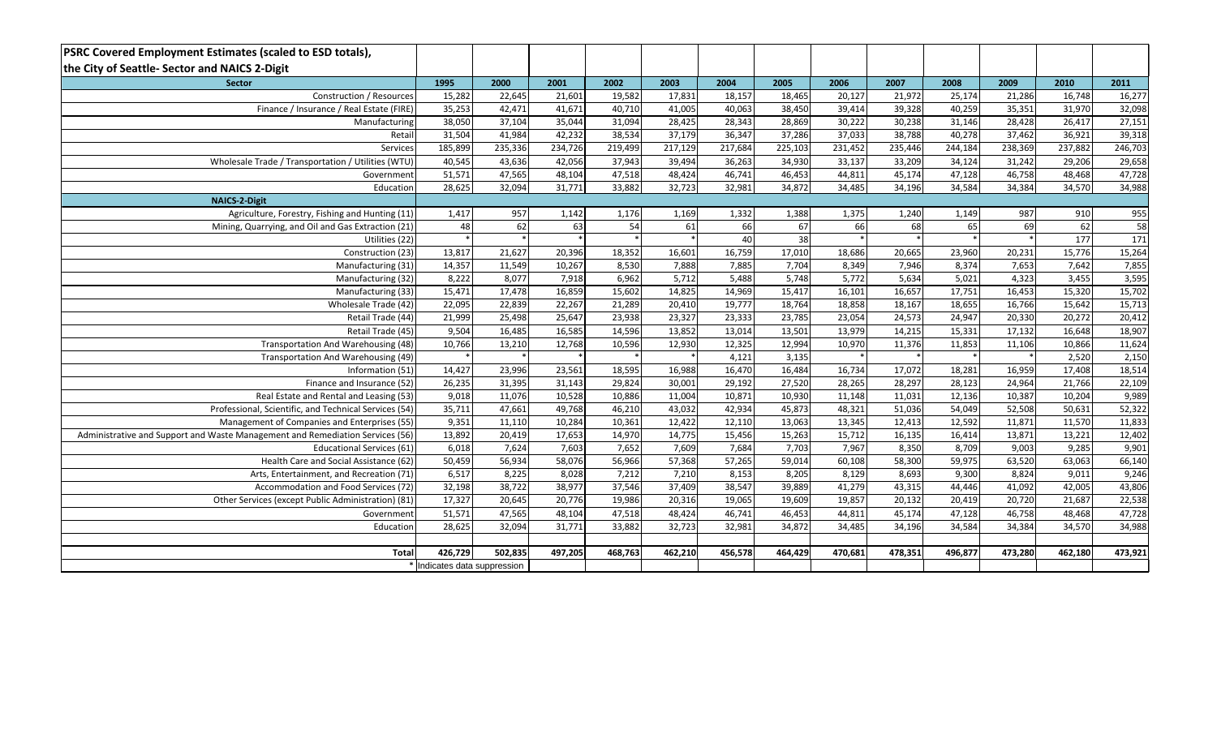**PSRC Covered Employment Estimates (scaled to ESD totals), the City of Seattle- Sector and NAICS 2-Digit**

| Sector | 1995 | 2000 | 2001 | 2002 | 2003 | 2004 | 2005 | 2006 | 2007 | 2008 | 2009 | 2010 | 2011 |
|---|---|---|---|---|---|---|---|---|---|---|---|---|---|
| Construction / Resources | 15,282 | 22,645 | 21,601 | 19,582 | 17,831 | 18,157 | 18,465 | 20,127 | 21,972 | 25,174 | 21,286 | 16,748 | 16,277 |
| Finance / Insurance / Real Estate (FIRE) | 35,253 | 42,471 | 41,671 | 40,710 | 41,005 | 40,063 | 38,450 | 39,414 | 39,328 | 40,259 | 35,351 | 31,970 | 32,098 |
| Manufacturing | 38,050 | 37,104 | 35,044 | 31,094 | 28,425 | 28,343 | 28,869 | 30,222 | 30,238 | 31,146 | 28,428 | 26,417 | 27,151 |
| Retail | 31,504 | 41,984 | 42,232 | 38,534 | 37,179 | 36,347 | 37,286 | 37,033 | 38,788 | 40,278 | 37,462 | 36,921 | 39,318 |
| Services | 185,899 | 235,336 | 234,726 | 219,499 | 217,129 | 217,684 | 225,103 | 231,452 | 235,446 | 244,184 | 238,369 | 237,882 | 246,703 |
| Wholesale Trade / Transportation / Utilities (WTU) | 40,545 | 43,636 | 42,056 | 37,943 | 39,494 | 36,263 | 34,930 | 33,137 | 33,209 | 34,124 | 31,242 | 29,206 | 29,658 |
| Government | 51,571 | 47,565 | 48,104 | 47,518 | 48,424 | 46,741 | 46,453 | 44,811 | 45,174 | 47,128 | 46,758 | 48,468 | 47,728 |
| Education | 28,625 | 32,094 | 31,771 | 33,882 | 32,723 | 32,981 | 34,872 | 34,485 | 34,196 | 34,584 | 34,384 | 34,570 | 34,988 |
| **NAICS-2-Digit** | | | | | | | | | | | | | |
| Agriculture, Forestry, Fishing and Hunting (11) | 1,417 | 957 | 1,142 | 1,176 | 1,169 | 1,332 | 1,388 | 1,375 | 1,240 | 1,149 | 987 | 910 | 955 |
| Mining, Quarrying, and Oil and Gas Extraction (21) | 48 | 62 | 63 | 54 | 61 | 66 | 67 | 66 | 68 | 65 | 69 | 62 | 58 |
| Utilities (22) | * | * | * | * | * | 40 | 38 | * | * | * | * | 177 | 171 |
| Construction (23) | 13,817 | 21,627 | 20,396 | 18,352 | 16,601 | 16,759 | 17,010 | 18,686 | 20,665 | 23,960 | 20,231 | 15,776 | 15,264 |
| Manufacturing (31) | 14,357 | 11,549 | 10,267 | 8,530 | 7,888 | 7,885 | 7,704 | 8,349 | 7,946 | 8,374 | 7,653 | 7,642 | 7,855 |
| Manufacturing (32) | 8,222 | 8,077 | 7,918 | 6,962 | 5,712 | 5,488 | 5,748 | 5,772 | 5,634 | 5,021 | 4,323 | 3,455 | 3,595 |
| Manufacturing (33) | 15,471 | 17,478 | 16,859 | 15,602 | 14,825 | 14,969 | 15,417 | 16,101 | 16,657 | 17,751 | 16,453 | 15,320 | 15,702 |
| Wholesale Trade (42) | 22,095 | 22,839 | 22,267 | 21,289 | 20,410 | 19,777 | 18,764 | 18,858 | 18,167 | 18,655 | 16,766 | 15,642 | 15,713 |
| Retail Trade (44) | 21,999 | 25,498 | 25,647 | 23,938 | 23,327 | 23,333 | 23,785 | 23,054 | 24,573 | 24,947 | 20,330 | 20,272 | 20,412 |
| Retail Trade (45) | 9,504 | 16,485 | 16,585 | 14,596 | 13,852 | 13,014 | 13,501 | 13,979 | 14,215 | 15,331 | 17,132 | 16,648 | 18,907 |
| Transportation And Warehousing (48) | 10,766 | 13,210 | 12,768 | 10,596 | 12,930 | 12,325 | 12,994 | 10,970 | 11,376 | 11,853 | 11,106 | 10,866 | 11,624 |
| Transportation And Warehousing (49) | * | * | * | * | * | 4,121 | 3,135 | * | * | * | * | 2,520 | 2,150 |
| Information (51) | 14,427 | 23,996 | 23,561 | 18,595 | 16,988 | 16,470 | 16,484 | 16,734 | 17,072 | 18,281 | 16,959 | 17,408 | 18,514 |
| Finance and Insurance (52) | 26,235 | 31,395 | 31,143 | 29,824 | 30,001 | 29,192 | 27,520 | 28,265 | 28,297 | 28,123 | 24,964 | 21,766 | 22,109 |
| Real Estate and Rental and Leasing (53) | 9,018 | 11,076 | 10,528 | 10,886 | 11,004 | 10,871 | 10,930 | 11,148 | 11,031 | 12,136 | 10,387 | 10,204 | 9,989 |
| Professional, Scientific, and Technical Services (54) | 35,711 | 47,661 | 49,768 | 46,210 | 43,032 | 42,934 | 45,873 | 48,321 | 51,036 | 54,049 | 52,508 | 50,631 | 52,322 |
| Management of Companies and Enterprises (55) | 9,351 | 11,110 | 10,284 | 10,361 | 12,422 | 12,110 | 13,063 | 13,345 | 12,413 | 12,592 | 11,871 | 11,570 | 11,833 |
| Administrative and Support and Waste Management and Remediation Services (56) | 13,892 | 20,419 | 17,653 | 14,970 | 14,775 | 15,456 | 15,263 | 15,712 | 16,135 | 16,414 | 13,871 | 13,221 | 12,402 |
| Educational Services (61) | 6,018 | 7,624 | 7,603 | 7,652 | 7,609 | 7,684 | 7,703 | 7,967 | 8,350 | 8,709 | 9,003 | 9,285 | 9,901 |
| Health Care and Social Assistance (62) | 50,459 | 56,934 | 58,076 | 56,966 | 57,368 | 57,265 | 59,014 | 60,108 | 58,300 | 59,975 | 63,520 | 63,063 | 66,140 |
| Arts, Entertainment, and Recreation (71) | 6,517 | 8,225 | 8,028 | 7,212 | 7,210 | 8,153 | 8,205 | 8,129 | 8,693 | 9,300 | 8,824 | 9,011 | 9,246 |
| Accommodation and Food Services (72) | 32,198 | 38,722 | 38,977 | 37,546 | 37,409 | 38,547 | 39,889 | 41,279 | 43,315 | 44,446 | 41,092 | 42,005 | 43,806 |
| Other Services (except Public Administration) (81) | 17,327 | 20,645 | 20,776 | 19,986 | 20,316 | 19,065 | 19,609 | 19,857 | 20,132 | 20,419 | 20,720 | 21,687 | 22,538 |
| Government | 51,571 | 47,565 | 48,104 | 47,518 | 48,424 | 46,741 | 46,453 | 44,811 | 45,174 | 47,128 | 46,758 | 48,468 | 47,728 |
| Education | 28,625 | 32,094 | 31,771 | 33,882 | 32,723 | 32,981 | 34,872 | 34,485 | 34,196 | 34,584 | 34,384 | 34,570 | 34,988 |
| | | | | | | | | | | | | | |
| **Total** | **426,729** | **502,835** | **497,205** | **468,763** | **462,210** | **456,578** | **464,429** | **470,681** | **478,351** | **496,877** | **473,280** | **462,180** | **473,921** |
| * | Indicates data suppression | | | | | | | | | | | | |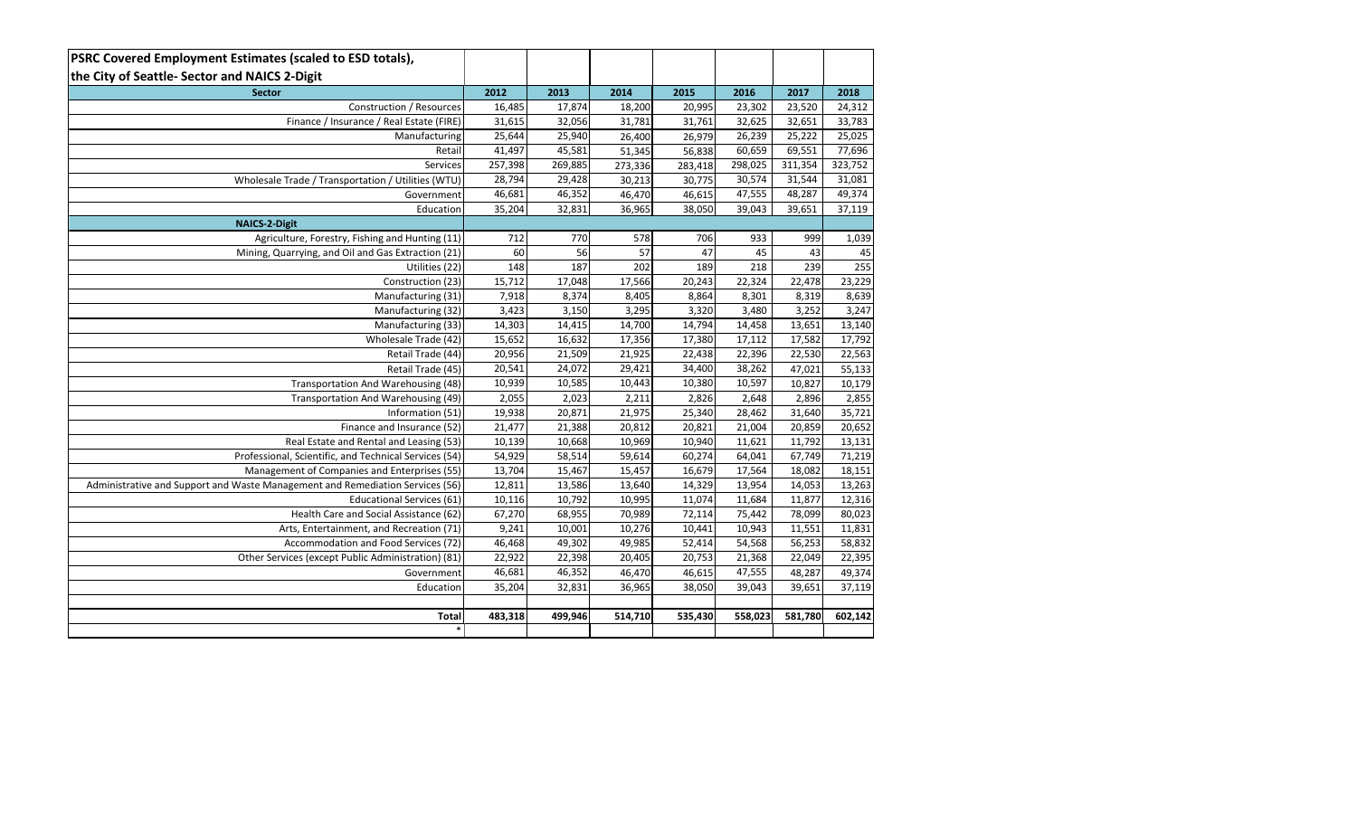| PSRC Covered Employment Estimates (scaled to ESD totals), the City of Seattle- Sector and NAICS 2-Digit | | | | | | | |
|---|---|---|---|---|---|---|---|
| **Sector** | **2012** | **2013** | **2014** | **2015** | **2016** | **2017** | **2018** |
| Construction / Resources | 16,485 | 17,874 | 18,200 | 20,995 | 23,302 | 23,520 | 24,312 |
| Finance / Insurance / Real Estate (FIRE) | 31,615 | 32,056 | 31,781 | 31,761 | 32,625 | 32,651 | 33,783 |
| Manufacturing | 25,644 | 25,940 | 26,400 | 26,979 | 26,239 | 25,222 | 25,025 |
| Retail | 41,497 | 45,581 | 51,345 | 56,838 | 60,659 | 69,551 | 77,696 |
| Services | 257,398 | 269,885 | 273,336 | 283,418 | 298,025 | 311,354 | 323,752 |
| Wholesale Trade / Transportation / Utilities (WTU) | 28,794 | 29,428 | 30,213 | 30,775 | 30,574 | 31,544 | 31,081 |
| Government | 46,681 | 46,352 | 46,470 | 46,615 | 47,555 | 48,287 | 49,374 |
| Education | 35,204 | 32,831 | 36,965 | 38,050 | 39,043 | 39,651 | 37,119 |
| **NAICS-2-Digit** | | | | | | | |
| Agriculture, Forestry, Fishing and Hunting (11) | 712 | 770 | 578 | 706 | 933 | 999 | 1,039 |
| Mining, Quarrying, and Oil and Gas Extraction (21) | 60 | 56 | 57 | 47 | 45 | 43 | 45 |
| Utilities (22) | 148 | 187 | 202 | 189 | 218 | 239 | 255 |
| Construction (23) | 15,712 | 17,048 | 17,566 | 20,243 | 22,324 | 22,478 | 23,229 |
| Manufacturing (31) | 7,918 | 8,374 | 8,405 | 8,864 | 8,301 | 8,319 | 8,639 |
| Manufacturing (32) | 3,423 | 3,150 | 3,295 | 3,320 | 3,480 | 3,252 | 3,247 |
| Manufacturing (33) | 14,303 | 14,415 | 14,700 | 14,794 | 14,458 | 13,651 | 13,140 |
| Wholesale Trade (42) | 15,652 | 16,632 | 17,356 | 17,380 | 17,112 | 17,582 | 17,792 |
| Retail Trade (44) | 20,956 | 21,509 | 21,925 | 22,438 | 22,396 | 22,530 | 22,563 |
| Retail Trade (45) | 20,541 | 24,072 | 29,421 | 34,400 | 38,262 | 47,021 | 55,133 |
| Transportation And Warehousing (48) | 10,939 | 10,585 | 10,443 | 10,380 | 10,597 | 10,827 | 10,179 |
| Transportation And Warehousing (49) | 2,055 | 2,023 | 2,211 | 2,826 | 2,648 | 2,896 | 2,855 |
| Information (51) | 19,938 | 20,871 | 21,975 | 25,340 | 28,462 | 31,640 | 35,721 |
| Finance and Insurance (52) | 21,477 | 21,388 | 20,812 | 20,821 | 21,004 | 20,859 | 20,652 |
| Real Estate and Rental and Leasing (53) | 10,139 | 10,668 | 10,969 | 10,940 | 11,621 | 11,792 | 13,131 |
| Professional, Scientific, and Technical Services (54) | 54,929 | 58,514 | 59,614 | 60,274 | 64,041 | 67,749 | 71,219 |
| Management of Companies and Enterprises (55) | 13,704 | 15,467 | 15,457 | 16,679 | 17,564 | 18,082 | 18,151 |
| Administrative and Support and Waste Management and Remediation Services (56) | 12,811 | 13,586 | 13,640 | 14,329 | 13,954 | 14,053 | 13,263 |
| Educational Services (61) | 10,116 | 10,792 | 10,995 | 11,074 | 11,684 | 11,877 | 12,316 |
| Health Care and Social Assistance (62) | 67,270 | 68,955 | 70,989 | 72,114 | 75,442 | 78,099 | 80,023 |
| Arts, Entertainment, and Recreation (71) | 9,241 | 10,001 | 10,276 | 10,441 | 10,943 | 11,551 | 11,831 |
| Accommodation and Food Services (72) | 46,468 | 49,302 | 49,985 | 52,414 | 54,568 | 56,253 | 58,832 |
| Other Services (except Public Administration) (81) | 22,922 | 22,398 | 20,405 | 20,753 | 21,368 | 22,049 | 22,395 |
| Government | 46,681 | 46,352 | 46,470 | 46,615 | 47,555 | 48,287 | 49,374 |
| Education | 35,204 | 32,831 | 36,965 | 38,050 | 39,043 | 39,651 | 37,119 |
| | | | | | | | |
| **Total** | **483,318** | **499,946** | **514,710** | **535,430** | **558,023** | **581,780** | **602,142** |
| * | | | | | | | |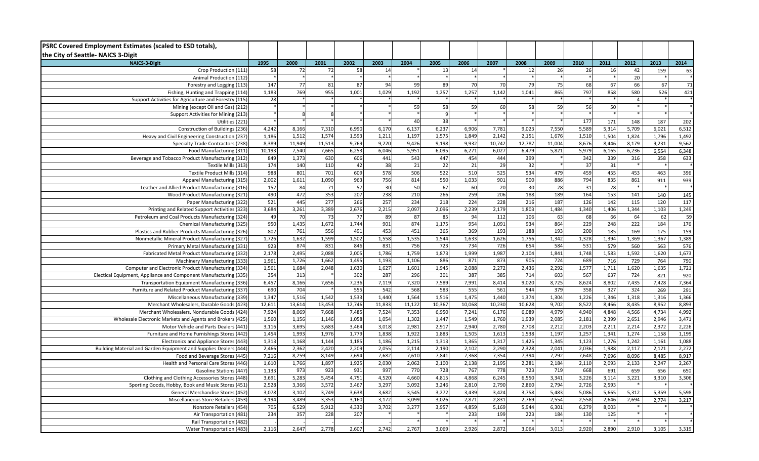**PSRC Covered Employment Estimates (scaled to ESD totals), the City of Seattle- NAICS 3-Digit**

| NAICS-3-Digit | 1995 | 2000 | 2001 | 2002 | 2003 | 2004 | 2005 | 2006 | 2007 | 2008 | 2009 | 2010 | 2011 | 2012 | 2013 | 2014 |
|---|---|---|---|---|---|---|---|---|---|---|---|---|---|---|---|---|
| Crop Production (111) | 58 | 72 | 72 | 58 | 14 | * | 13 | 14 | * | 12 | 26 | 26 | 16 | 42 | 159 | 63 |
| Animal Production (112) | * | * | * | * | * | * | * | * | * | * | * | * | * | 20 | * | * |
| Forestry and Logging (113) | 147 | 77 | 81 | 87 | 94 | 99 | 89 | 70 | 70 | 79 | 75 | 68 | 67 | 66 | 67 | 71 |
| Fishing, Hunting and Trapping (114) | 1,183 | 769 | 955 | 1,001 | 1,029 | 1,192 | 1,257 | 1,257 | 1,142 | 1,041 | 865 | 797 | 858 | 580 | 526 | 421 |
| Support Activities for Agriculture and Forestry (115) | 28 | * | * | * | * | * | * | * | * | * | * | * | * | 4 | * | * |
| Mining (except Oil and Gas) (212) | * | * | * | * | * | 59 | 58 | 59 | 60 | 58 | 59 | 56 | 50 | * | * | * |
| Support Activities for Mining (213) | * | 8 | 8 | * | * | * | 9 | * | * | * | * | * | * | * | * | * |
| Utilities (221) | * | * | * | * | * | 40 | 38 | * | * | * | * | 177 | 171 | 148 | 187 | 202 |
| Construction of Buildings (236) | 4,242 | 8,166 | 7,310 | 6,990 | 6,170 | 6,137 | 6,237 | 6,906 | 7,781 | 9,023 | 7,550 | 5,589 | 5,314 | 5,709 | 6,021 | 6,512 |
| Heavy and Civil Engineering Construction (237) | 1,186 | 1,512 | 1,574 | 1,593 | 1,211 | 1,197 | 1,575 | 1,849 | 2,142 | 2,151 | 1,676 | 1,510 | 1,504 | 1,824 | 1,796 | 1,492 |
| Specialty Trade Contractors (238) | 8,389 | 11,949 | 11,513 | 9,769 | 9,220 | 9,426 | 9,198 | 9,932 | 10,742 | 12,787 | 11,004 | 8,676 | 8,446 | 8,179 | 9,231 | 9,562 |
| Food Manufacturing (311) | 10,193 | 7,540 | 7,665 | 6,253 | 6,046 | 5,951 | 6,095 | 6,271 | 6,027 | 6,479 | 5,821 | 5,979 | 6,165 | 6,236 | 6,554 | 6,348 |
| Beverage and Tobacco Product Manufacturing (312) | 849 | 1,373 | 630 | 606 | 441 | 543 | 447 | 454 | 444 | 399 | * | 342 | 339 | 316 | 358 | 633 |
| Textile Mills (313) | 174 | 140 | 110 | 42 | 38 | 21 | 22 | 21 | 29 | 32 | * | 37 | 31 | * | * | * |
| Textile Product Mills (314) | 988 | 801 | 701 | 609 | 578 | 506 | 522 | 510 | 525 | 534 | 479 | 459 | 455 | 453 | 463 | 396 |
| Apparel Manufacturing (315) | 2,002 | 1,611 | 1,090 | 963 | 756 | 814 | 550 | 1,033 | 901 | 900 | 886 | 794 | 835 | 861 | 911 | 939 |
| Leather and Allied Product Manufacturing (316) | 152 | 84 | 71 | 57 | 30 | 50 | 67 | 60 | 20 | 30 | 28 | 31 | 28 | * | * | * |
| Wood Product Manufacturing (321) | 490 | 472 | 353 | 207 | 238 | 210 | 266 | 259 | 206 | 188 | 189 | 164 | 153 | 141 | 140 | 145 |
| Paper Manufacturing (322) | 521 | 445 | 277 | 266 | 257 | 234 | 218 | 224 | 228 | 216 | 187 | 126 | 142 | 115 | 120 | 117 |
| Printing and Related Support Activities (323) | 3,684 | 3,261 | 3,389 | 2,676 | 2,215 | 2,097 | 2,096 | 2,239 | 2,179 | 1,803 | 1,484 | 1,340 | 1,406 | 1,344 | 1,103 | 1,249 |
| Petroleum and Coal Products Manufacturing (324) | 49 | 70 | 73 | 77 | 89 | 87 | 85 | 94 | 112 | 106 | 63 | 68 | 66 | 64 | 62 | 59 |
| Chemical Manufacturing (325) | 950 | 1,435 | 1,672 | 1,744 | 901 | 874 | 1,175 | 954 | 1,091 | 934 | 864 | 229 | 248 | 222 | 184 | 176 |
| Plastics and Rubber Products Manufacturing (326) | 802 | 761 | 556 | 491 | 453 | 451 | 365 | 369 | 193 | 188 | 193 | 200 | 185 | 169 | 175 | 159 |
| Nonmetallic Mineral Product Manufacturing (327) | 1,726 | 1,632 | 1,599 | 1,502 | 1,558 | 1,535 | 1,544 | 1,633 | 1,626 | 1,756 | 1,342 | 1,328 | 1,394 | 1,369 | 1,367 | 1,389 |
| Primary Metal Manufacturing (331) | 923 | 874 | 831 | 846 | 831 | 756 | 723 | 734 | 726 | 654 | 584 | 531 | 579 | 560 | 563 | 576 |
| Fabricated Metal Product Manufacturing (332) | 2,178 | 2,495 | 2,088 | 2,005 | 1,786 | 1,759 | 1,873 | 1,999 | 1,987 | 2,104 | 1,841 | 1,748 | 1,583 | 1,592 | 1,620 | 1,673 |
| Machinery Manufacturing (333) | 1,961 | 1,726 | 1,662 | 1,495 | 1,193 | 1,106 | 886 | 871 | 873 | 905 | 724 | 689 | 716 | 729 | 764 | 790 |
| Computer and Electronic Product Manufacturing (334) | 1,561 | 1,684 | 2,048 | 1,630 | 1,627 | 1,601 | 1,945 | 2,088 | 2,272 | 2,436 | 2,292 | 1,577 | 1,711 | 1,620 | 1,635 | 1,721 |
| Electical Equipment, Appliance and Component Manufacturing (335) | 354 | 313 | * | 302 | 287 | 296 | 301 | 387 | 385 | 714 | 603 | 567 | 637 | 724 | 821 | 920 |
| Transportation Equipment Manufacturing (336) | 6,457 | 8,166 | 7,656 | 7,236 | 7,119 | 7,320 | 7,589 | 7,991 | 8,414 | 9,020 | 8,725 | 8,624 | 8,802 | 7,435 | 7,428 | 7,364 |
| Furniture and Related Product Manufacturing (337) | 690 | 704 | * | 555 | 542 | 568 | 583 | 555 | 561 | 544 | 379 | 358 | 327 | 324 | 269 | 291 |
| Miscellaneous Manufacturing (339) | 1,347 | 1,516 | 1,542 | 1,533 | 1,440 | 1,564 | 1,516 | 1,475 | 1,440 | 1,374 | 1,304 | 1,226 | 1,346 | 1,318 | 1,316 | 1,366 |
| Merchant Wholesalers, Durable Goods (423) | 12,611 | 13,614 | 13,453 | 12,746 | 11,833 | 11,122 | 10,367 | 10,068 | 10,230 | 10,628 | 9,702 | 8,522 | 8,466 | 8,435 | 8,952 | 8,893 |
| Merchant Wholesalers, Nondurable Goods (424) | 7,924 | 8,069 | 7,668 | 7,485 | 7,524 | 7,353 | 6,950 | 7,241 | 6,176 | 6,089 | 4,979 | 4,940 | 4,848 | 4,566 | 4,734 | 4,992 |
| Wholesale Electronic Markets and Agents and Brokers (425) | 1,560 | 1,156 | 1,146 | 1,058 | 1,054 | 1,302 | 1,447 | 1,549 | 1,760 | 1,939 | 2,085 | 2,181 | 2,399 | 2,651 | 2,946 | 3,471 |
| Motor Vehicle and Parts Dealers (441) | 3,116 | 3,695 | 3,683 | 3,464 | 3,018 | 2,981 | 2,917 | 2,940 | 2,780 | 2,708 | 2,212 | 2,203 | 2,211 | 2,214 | 2,372 | 2,226 |
| Furniture and Home Furnishings Stores (442) | 1,454 | 1,993 | 1,976 | 1,779 | 1,838 | 1,922 | 1,883 | 1,505 | 1,613 | 1,538 | 1,197 | 1,257 | 1,341 | 1,274 | 1,158 | 1,199 |
| Electronics and Appliance Stores (443) | 1,313 | 1,168 | 1,144 | 1,185 | 1,186 | 1,215 | 1,313 | 1,365 | 1,317 | 1,425 | 1,345 | 1,123 | 1,276 | 1,242 | 1,161 | 1,088 |
| Building Material and Garden Equipment and Supplies Dealers (444) | 2,466 | 2,362 | 2,420 | 2,209 | 2,055 | 2,114 | 2,190 | 2,102 | 2,290 | 2,328 | 2,041 | 2,036 | 1,988 | 2,117 | 2,121 | 2,272 |
| Food and Beverage Stores (445) | 7,216 | 8,259 | 8,149 | 7,694 | 7,682 | 7,610 | 7,841 | 7,368 | 7,354 | 7,394 | 7,292 | 7,648 | 7,696 | 8,096 | 8,485 | 8,917 |
| Health and Personal Care Stores (446) | 1,610 | 1,766 | 1,897 | 1,925 | 2,030 | 2,062 | 2,100 | 2,138 | 2,195 | 2,281 | 2,184 | 2,110 | 2,093 | 2,133 | 2,247 | 2,267 |
| Gasoline Stations (447) | 1,133 | 973 | 923 | 931 | 997 | 770 | 728 | 767 | 778 | 723 | 719 | 668 | 691 | 659 | 656 | 650 |
| Clothing and Clothing Accessories Stores (448) | 3,691 | 5,283 | 5,454 | 4,751 | 4,520 | 4,660 | 4,815 | 4,868 | 6,245 | 6,550 | 3,341 | 3,226 | 3,114 | 3,221 | 3,310 | 3,306 |
| Sporting Goods, Hobby, Book and Music Stores (451) | 2,528 | 3,366 | 3,572 | 3,467 | 3,297 | 3,092 | 3,246 | 2,810 | 2,790 | 2,860 | 2,794 | 2,726 | 2,593 | * | * | * |
| General Merchandise Stores (452) | 3,078 | 3,102 | 3,749 | 3,638 | 3,682 | 3,545 | 3,272 | 3,439 | 3,424 | 3,758 | 5,483 | 5,086 | 5,665 | 5,312 | 5,359 | 5,598 |
| Miscellaneous Store Retailers (453) | 3,194 | 3,489 | 3,353 | 3,160 | 3,172 | 3,099 | 3,026 | 2,871 | 2,831 | 2,769 | 2,554 | 2,558 | 2,646 | 2,694 | 2,774 | 3,217 |
| Nonstore Retailers (454) | 705 | 6,529 | 5,912 | 4,330 | 3,702 | 3,277 | 3,957 | 4,859 | 5,169 | 5,944 | 6,301 | 6,279 | 8,003 | * | * | * |
| Air Transportation (481) | 234 | 357 | 228 | 207 | * | * | * | 233 | 199 | 223 | 184 | 130 | 125 | * | * | * |
| Rail Transportation (482) | - | - | - | - | - | * | * | * | * | * | - | * | * | * | * | * |
| Water Transportation (483) | 2,116 | 2,647 | 2,778 | 2,607 | 2,742 | 2,767 | 3,069 | 2,926 | 2,872 | 3,064 | 3,013 | 2,920 | 2,890 | 2,910 | 3,105 | 3,319 |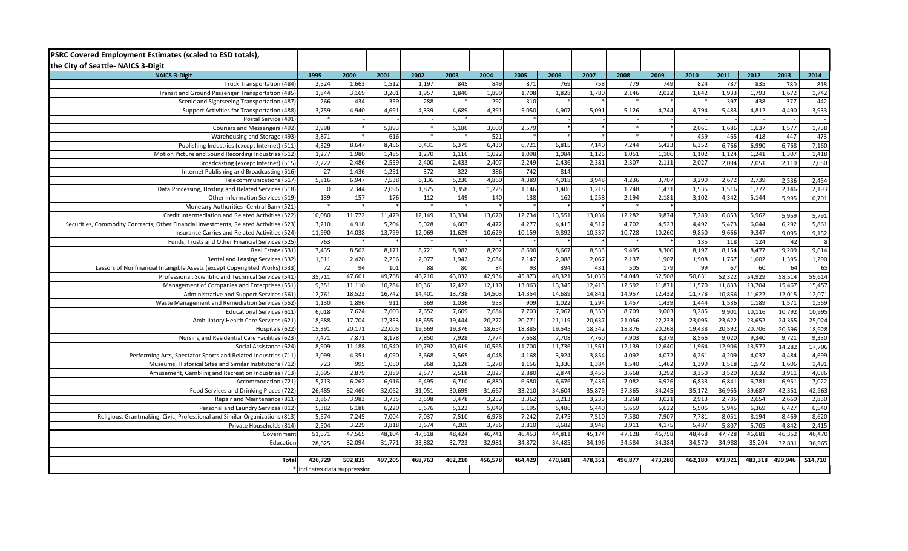**PSRC Covered Employment Estimates (scaled to ESD totals), the City of Seattle- NAICS 3-Digit**

| NAICS-3-Digit | 1995 | 2000 | 2001 | 2002 | 2003 | 2004 | 2005 | 2006 | 2007 | 2008 | 2009 | 2010 | 2011 | 2012 | 2013 | 2014 |
|---|---|---|---|---|---|---|---|---|---|---|---|---|---|---|---|---|
| Truck Transportation (484) | 2,524 | 1,663 | 1,512 | 1,197 | 845 | 849 | 871 | 769 | 758 | 779 | 749 | 824 | 787 | 835 | 780 | 818 |
| Transit and Ground Passenger Transportation (485) | 1,844 | 3,169 | 3,201 | 1,957 | 1,840 | 1,890 | 1,708 | 1,828 | 1,780 | 2,146 | 2,022 | 1,842 | 1,933 | 1,793 | 1,672 | 1,742 |
| Scenic and Sightseeing Transportation (487) | 266 | 434 | 359 | 288 | * | 292 | 310 | * | * | * | * | * | 397 | 438 | 377 | 442 |
| Support Activities for Transportation (488) | 3,759 | 4,940 | 4,691 | 4,339 | 4,689 | 4,391 | 5,050 | 4,907 | 5,091 | 5,126 | 4,744 | 4,794 | 5,483 | 4,812 | 4,490 | 3,933 |
| Postal Service (491) | * | - | - | - | - | - | * | - | - | - | - | - | - | - | - | - |
| Couriers and Messengers (492) | 2,998 | * | 5,893 | * | 5,186 | 3,600 | 2,579 | * | * | * | * | 2,061 | 1,686 | 1,637 | 1,577 | 1,738 |
| Warehousing and Storage (493) | 3,871 | * | 616 | * | * | 521 | * | * | * | * | * | 459 | 465 | 418 | 447 | 473 |
| Publishing Industries (except Internet) (511) | 4,329 | 8,647 | 8,456 | 6,431 | 6,379 | 6,430 | 6,721 | 6,815 | 7,140 | 7,244 | 6,423 | 6,352 | 6,766 | 6,990 | 6,768 | 7,160 |
| Motion Picture and Sound Recording Industries (512) | 1,277 | 1,980 | 1,485 | 1,270 | 1,116 | 1,022 | 1,098 | 1,084 | 1,126 | 1,051 | 1,106 | 1,102 | 1,124 | 1,241 | 1,307 | 1,418 |
| Broadcasting (except Internet) (515) | 2,222 | 2,486 | 2,559 | 2,400 | 2,433 | 2,407 | 2,249 | 2,436 | 2,381 | 2,307 | 2,111 | 2,027 | 2,094 | 2,051 | 2,119 | 2,050 |
| Internet Publishing and Broadcasting (516) | 27 | 1,436 | 1,251 | 372 | 322 | 386 | 742 | 814 | - | - | - | - | - | - | - | - |
| Telecommunications (517) | 5,816 | 6,947 | 7,538 | 6,136 | 5,230 | 4,860 | 4,389 | 4,018 | 3,948 | 4,236 | 3,707 | 3,290 | 2,672 | 2,739 | 2,536 | 2,454 |
| Data Processing, Hosting and Related Services (518) | 0 | 2,344 | 2,096 | 1,875 | 1,358 | 1,225 | 1,146 | 1,406 | 1,218 | 1,248 | 1,431 | 1,535 | 1,516 | 1,772 | 2,146 | 2,193 |
| Other Information Services (519) | 139 | 157 | 176 | 112 | 149 | 140 | 138 | 162 | 1,258 | 2,194 | 2,181 | 3,102 | 4,342 | 5,144 | 5,995 | 6,701 |
| Monetary Authorities- Central Bank (521) | * | * | * | * | * | * | * | * | * | * | * | - | - | - | - | - |
| Credit Intermediation and Related Activities (522) | 10,080 | 11,772 | 11,479 | 12,149 | 13,334 | 13,670 | 12,734 | 13,551 | 13,034 | 12,282 | 9,874 | 7,289 | 6,853 | 5,962 | 5,959 | 5,791 |
| Securities, Commodity Contracts, Other Financial Investments, Related Activities (523) | 3,210 | 4,918 | 5,204 | 5,028 | 4,607 | 4,472 | 4,277 | 4,415 | 4,517 | 4,702 | 4,523 | 4,492 | 5,473 | 6,044 | 6,292 | 5,861 |
| Insurance Carries and Related Activities (524) | 11,990 | 14,038 | 13,799 | 12,069 | 11,629 | 10,629 | 10,159 | 9,892 | 10,337 | 10,728 | 10,260 | 9,850 | 9,666 | 9,347 | 9,095 | 9,152 |
| Funds, Trusts and Other Financial Services (525) | 763 | * | * | * | * | * | * | * | * | * | * | 135 | 118 | 124 | 42 | 8 |
| Real Estate (531) | 7,435 | 8,562 | 8,171 | 8,721 | 8,982 | 8,702 | 8,690 | 8,667 | 8,533 | 9,495 | 8,300 | 8,197 | 8,154 | 8,477 | 9,209 | 9,614 |
| Rental and Leasing Services (532) | 1,511 | 2,420 | 2,256 | 2,077 | 1,942 | 2,084 | 2,147 | 2,088 | 2,067 | 2,137 | 1,907 | 1,908 | 1,767 | 1,602 | 1,395 | 1,290 |
| Lessors of Nonfinancial Intangible Assets (except Copyrighted Works) (533) | 72 | 94 | 101 | 88 | 80 | 84 | 93 | 394 | 431 | 505 | 179 | 99 | 67 | 60 | 64 | 65 |
| Professional, Scientific and Technical Services (541) | 35,711 | 47,661 | 49,768 | 46,210 | 43,032 | 42,934 | 45,873 | 48,321 | 51,036 | 54,049 | 52,508 | 50,631 | 52,322 | 54,929 | 58,514 | 59,614 |
| Management of Companies and Enterprises (551) | 9,351 | 11,110 | 10,284 | 10,361 | 12,422 | 12,110 | 13,063 | 13,345 | 12,413 | 12,592 | 11,871 | 11,570 | 11,833 | 13,704 | 15,467 | 15,457 |
| Administrative and Support Services (561) | 12,761 | 18,523 | 16,742 | 14,401 | 13,738 | 14,503 | 14,354 | 14,689 | 14,841 | 14,957 | 12,432 | 11,778 | 10,866 | 11,622 | 12,015 | 12,071 |
| Waste Management and Remediation Services (562) | 1,130 | 1,896 | 911 | 569 | 1,036 | 953 | 909 | 1,022 | 1,294 | 1,457 | 1,439 | 1,444 | 1,536 | 1,189 | 1,571 | 1,569 |
| Educational Services (611) | 6,018 | 7,624 | 7,603 | 7,652 | 7,609 | 7,684 | 7,703 | 7,967 | 8,350 | 8,709 | 9,003 | 9,285 | 9,901 | 10,116 | 10,792 | 10,995 |
| Ambulatory Health Care Services (621) | 18,688 | 17,704 | 17,353 | 18,655 | 19,444 | 20,272 | 20,771 | 21,119 | 20,637 | 21,056 | 22,233 | 23,095 | 23,622 | 23,652 | 24,355 | 25,024 |
| Hospitals (622) | 15,391 | 20,171 | 22,005 | 19,669 | 19,376 | 18,654 | 18,885 | 19,545 | 18,342 | 18,876 | 20,268 | 19,438 | 20,592 | 20,706 | 20,596 | 18,928 |
| Nursing and Residential Care Facilities (623) | 7,471 | 7,871 | 8,178 | 7,850 | 7,928 | 7,774 | 7,658 | 7,708 | 7,760 | 7,903 | 8,379 | 8,566 | 9,020 | 9,340 | 9,721 | 9,330 |
| Social Assistance (624) | 8,909 | 11,188 | 10,540 | 10,792 | 10,619 | 10,565 | 11,700 | 11,736 | 11,561 | 12,139 | 12,640 | 11,964 | 12,906 | 13,572 | 14,282 | 17,706 |
| Performing Arts, Spectator Sports and Related Industries (711) | 3,099 | 4,351 | 4,090 | 3,668 | 3,565 | 4,048 | 4,168 | 3,924 | 3,854 | 4,092 | 4,072 | 4,261 | 4,209 | 4,037 | 4,484 | 4,699 |
| Museums, Historical Sites and Similar Institutions (712) | 723 | 995 | 1,050 | 968 | 1,128 | 1,278 | 1,156 | 1,330 | 1,384 | 1,540 | 1,462 | 1,399 | 1,518 | 1,572 | 1,606 | 1,491 |
| Amusement, Gambling and Recreation Industries (713) | 2,695 | 2,879 | 2,889 | 2,577 | 2,518 | 2,827 | 2,880 | 2,874 | 3,456 | 3,668 | 3,292 | 3,350 | 3,520 | 3,632 | 3,911 | 4,086 |
| Accommodation (721) | 5,713 | 6,262 | 6,916 | 6,495 | 6,710 | 6,880 | 6,680 | 6,676 | 7,436 | 7,082 | 6,926 | 6,833 | 6,841 | 6,781 | 6,951 | 7,022 |
| Food Services and Drinking Places (722) | 26,485 | 32,460 | 32,062 | 31,051 | 30,699 | 31,667 | 33,210 | 34,604 | 35,879 | 37,365 | 34,245 | 35,172 | 36,965 | 39,687 | 42,351 | 42,963 |
| Repair and Maintenance (811) | 3,867 | 3,983 | 3,735 | 3,598 | 3,478 | 3,252 | 3,362 | 3,213 | 3,233 | 3,268 | 3,021 | 2,913 | 2,735 | 2,654 | 2,660 | 2,830 |
| Personal and Laundry Services (812) | 5,382 | 6,188 | 6,220 | 5,676 | 5,122 | 5,049 | 5,195 | 5,486 | 5,440 | 5,659 | 5,622 | 5,506 | 5,945 | 6,369 | 6,427 | 6,540 |
| Religious, Grantmaking, Civic, Professional and Similar Organizations (813) | 5,574 | 7,245 | 7,004 | 7,037 | 7,510 | 6,978 | 7,242 | 7,475 | 7,510 | 7,580 | 7,907 | 7,781 | 8,051 | 8,194 | 8,469 | 8,620 |
| Private Households (814) | 2,504 | 3,229 | 3,818 | 3,674 | 4,205 | 3,786 | 3,810 | 3,682 | 3,948 | 3,911 | 4,175 | 5,487 | 5,807 | 5,705 | 4,842 | 2,415 |
| Government | 51,571 | 47,565 | 48,104 | 47,518 | 48,424 | 46,741 | 46,453 | 44,811 | 45,174 | 47,128 | 46,758 | 48,468 | 47,728 | 46,681 | 46,352 | 46,470 |
| Education | 28,625 | 32,094 | 31,771 | 33,882 | 32,723 | 32,981 | 34,872 | 34,485 | 34,196 | 34,584 | 34,384 | 34,570 | 34,988 | 35,204 | 32,831 | 36,965 |
| **Total** | **426,729** | **502,835** | **497,205** | **468,763** | **462,210** | **456,578** | **464,429** | **470,681** | **478,351** | **496,877** | **473,280** | **462,180** | **473,921** | **483,318** | **499,946** | **514,710** |

\* Indicates data suppression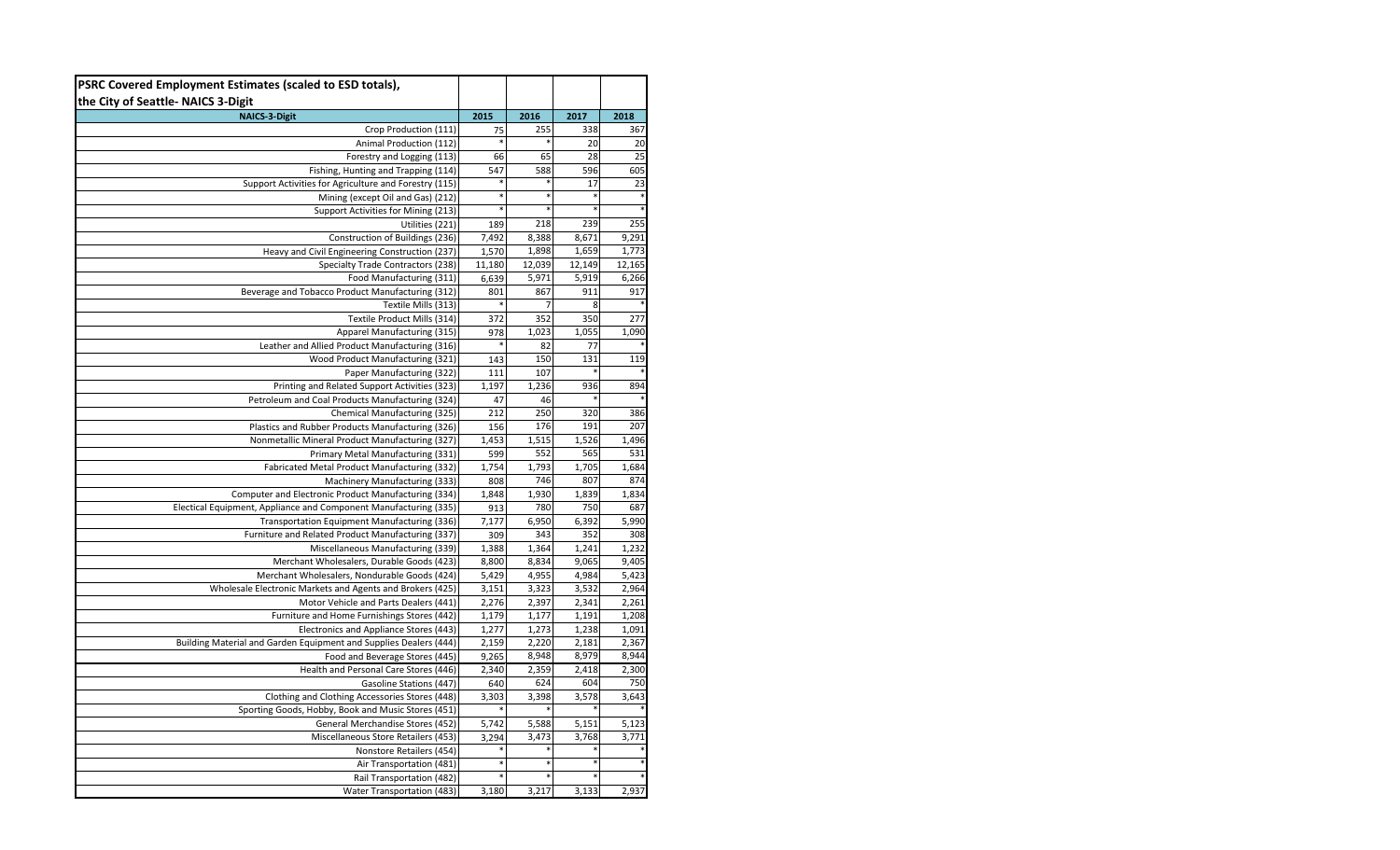| PSRC Covered Employment Estimates (scaled to ESD totals), the City of Seattle- NAICS 3-Digit | | | | |
|---|---|---|---|---|
| NAICS-3-Digit | 2015 | 2016 | 2017 | 2018 |
| Crop Production (111) | 75 | 255 | 338 | 367 |
| Animal Production (112) | * | * | 20 | 20 |
| Forestry and Logging (113) | 66 | 65 | 28 | 25 |
| Fishing, Hunting and Trapping (114) | 547 | 588 | 596 | 605 |
| Support Activities for Agriculture and Forestry (115) | * | * | 17 | 23 |
| Mining (except Oil and Gas) (212) | * | * | * | * |
| Support Activities for Mining (213) | * | * | * | * |
| Utilities (221) | 189 | 218 | 239 | 255 |
| Construction of Buildings (236) | 7,492 | 8,388 | 8,671 | 9,291 |
| Heavy and Civil Engineering Construction (237) | 1,570 | 1,898 | 1,659 | 1,773 |
| Specialty Trade Contractors (238) | 11,180 | 12,039 | 12,149 | 12,165 |
| Food Manufacturing (311) | 6,639 | 5,971 | 5,919 | 6,266 |
| Beverage and Tobacco Product Manufacturing (312) | 801 | 867 | 911 | 917 |
| Textile Mills (313) | * | 7 | 8 | * |
| Textile Product Mills (314) | 372 | 352 | 350 | 277 |
| Apparel Manufacturing (315) | 978 | 1,023 | 1,055 | 1,090 |
| Leather and Allied Product Manufacturing (316) | * | 82 | 77 | * |
| Wood Product Manufacturing (321) | 143 | 150 | 131 | 119 |
| Paper Manufacturing (322) | 111 | 107 | * | * |
| Printing and Related Support Activities (323) | 1,197 | 1,236 | 936 | 894 |
| Petroleum and Coal Products Manufacturing (324) | 47 | 46 | * | * |
| Chemical Manufacturing (325) | 212 | 250 | 320 | 386 |
| Plastics and Rubber Products Manufacturing (326) | 156 | 176 | 191 | 207 |
| Nonmetallic Mineral Product Manufacturing (327) | 1,453 | 1,515 | 1,526 | 1,496 |
| Primary Metal Manufacturing (331) | 599 | 552 | 565 | 531 |
| Fabricated Metal Product Manufacturing (332) | 1,754 | 1,793 | 1,705 | 1,684 |
| Machinery Manufacturing (333) | 808 | 746 | 807 | 874 |
| Computer and Electronic Product Manufacturing (334) | 1,848 | 1,930 | 1,839 | 1,834 |
| Electical Equipment, Appliance and Component Manufacturing (335) | 913 | 780 | 750 | 687 |
| Transportation Equipment Manufacturing (336) | 7,177 | 6,950 | 6,392 | 5,990 |
| Furniture and Related Product Manufacturing (337) | 309 | 343 | 352 | 308 |
| Miscellaneous Manufacturing (339) | 1,388 | 1,364 | 1,241 | 1,232 |
| Merchant Wholesalers, Durable Goods (423) | 8,800 | 8,834 | 9,065 | 9,405 |
| Merchant Wholesalers, Nondurable Goods (424) | 5,429 | 4,955 | 4,984 | 5,423 |
| Wholesale Electronic Markets and Agents and Brokers (425) | 3,151 | 3,323 | 3,532 | 2,964 |
| Motor Vehicle and Parts Dealers (441) | 2,276 | 2,397 | 2,341 | 2,261 |
| Furniture and Home Furnishings Stores (442) | 1,179 | 1,177 | 1,191 | 1,208 |
| Electronics and Appliance Stores (443) | 1,277 | 1,273 | 1,238 | 1,091 |
| Building Material and Garden Equipment and Supplies Dealers (444) | 2,159 | 2,220 | 2,181 | 2,367 |
| Food and Beverage Stores (445) | 9,265 | 8,948 | 8,979 | 8,944 |
| Health and Personal Care Stores (446) | 2,340 | 2,359 | 2,418 | 2,300 |
| Gasoline Stations (447) | 640 | 624 | 604 | 750 |
| Clothing and Clothing Accessories Stores (448) | 3,303 | 3,398 | 3,578 | 3,643 |
| Sporting Goods, Hobby, Book and Music Stores (451) | * | * | * | * |
| General Merchandise Stores (452) | 5,742 | 5,588 | 5,151 | 5,123 |
| Miscellaneous Store Retailers (453) | 3,294 | 3,473 | 3,768 | 3,771 |
| Nonstore Retailers (454) | * | * | * | * |
| Air Transportation (481) | * | * | * | * |
| Rail Transportation (482) | * | * | * | * |
| Water Transportation (483) | 3,180 | 3,217 | 3,133 | 2,937 |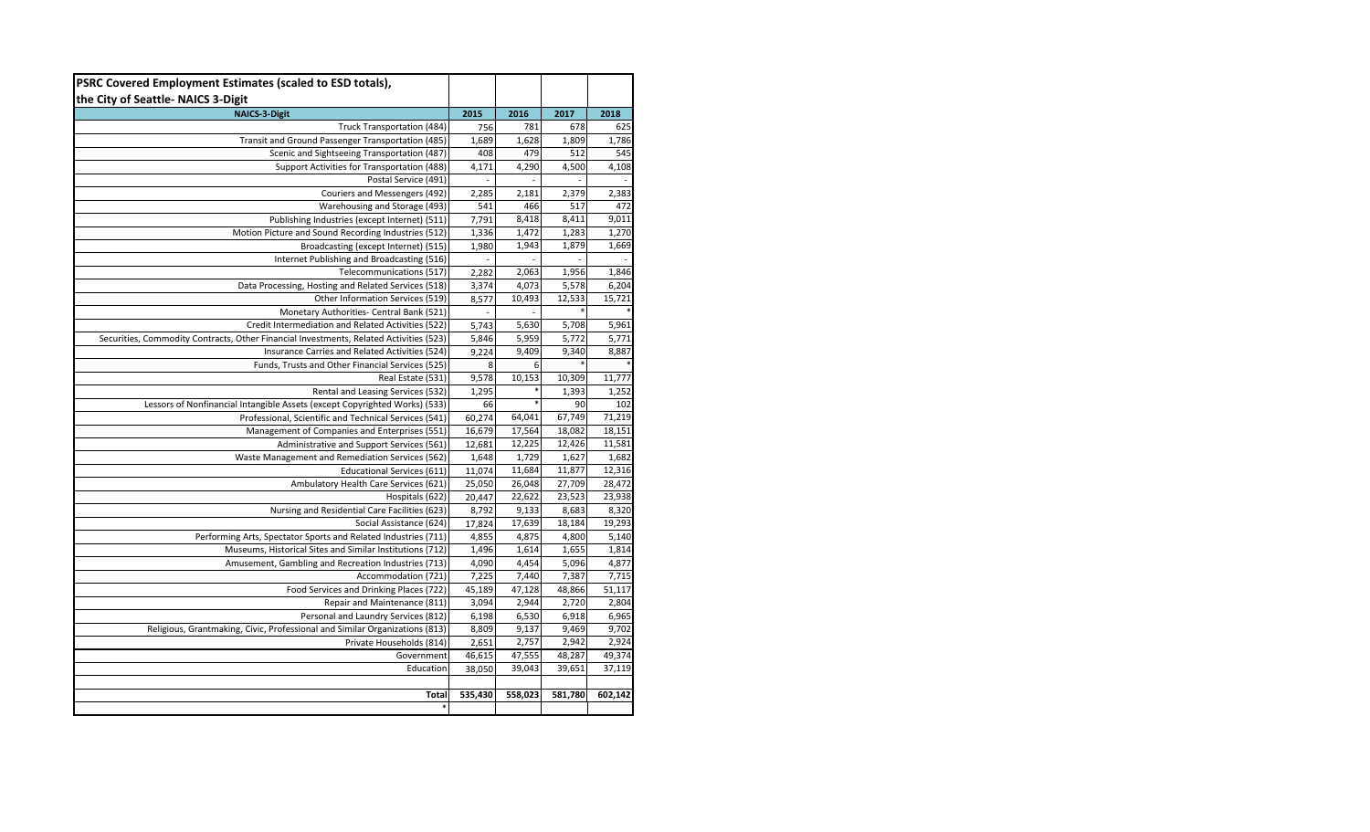**PSRC Covered Employment Estimates (scaled to ESD totals), the City of Seattle- NAICS 3-Digit**

| NAICS-3-Digit | 2015 | 2016 | 2017 | 2018 |
|---|---|---|---|---|
| Truck Transportation (484) | 756 | 781 | 678 | 625 |
| Transit and Ground Passenger Transportation (485) | 1,689 | 1,628 | 1,809 | 1,786 |
| Scenic and Sightseeing Transportation (487) | 408 | 479 | 512 | 545 |
| Support Activities for Transportation (488) | 4,171 | 4,290 | 4,500 | 4,108 |
| Postal Service (491) | - | - | - | - |
| Couriers and Messengers (492) | 2,285 | 2,181 | 2,379 | 2,383 |
| Warehousing and Storage (493) | 541 | 466 | 517 | 472 |
| Publishing Industries (except Internet) (511) | 7,791 | 8,418 | 8,411 | 9,011 |
| Motion Picture and Sound Recording Industries (512) | 1,336 | 1,472 | 1,283 | 1,270 |
| Broadcasting (except Internet) (515) | 1,980 | 1,943 | 1,879 | 1,669 |
| Internet Publishing and Broadcasting (516) | - | - | - | - |
| Telecommunications (517) | 2,282 | 2,063 | 1,956 | 1,846 |
| Data Processing, Hosting and Related Services (518) | 3,374 | 4,073 | 5,578 | 6,204 |
| Other Information Services (519) | 8,577 | 10,493 | 12,533 | 15,721 |
| Monetary Authorities- Central Bank (521) | - | - | * | * |
| Credit Intermediation and Related Activities (522) | 5,743 | 5,630 | 5,708 | 5,961 |
| Securities, Commodity Contracts, Other Financial Investments, Related Activities (523) | 5,846 | 5,959 | 5,772 | 5,771 |
| Insurance Carries and Related Activities (524) | 9,224 | 9,409 | 9,340 | 8,887 |
| Funds, Trusts and Other Financial Services (525) | 8 | 6 | * | * |
| Real Estate (531) | 9,578 | 10,153 | 10,309 | 11,777 |
| Rental and Leasing Services (532) | 1,295 | * | 1,393 | 1,252 |
| Lessors of Nonfinancial Intangible Assets (except Copyrighted Works) (533) | 66 | * | 90 | 102 |
| Professional, Scientific and Technical Services (541) | 60,274 | 64,041 | 67,749 | 71,219 |
| Management of Companies and Enterprises (551) | 16,679 | 17,564 | 18,082 | 18,151 |
| Administrative and Support Services (561) | 12,681 | 12,225 | 12,426 | 11,581 |
| Waste Management and Remediation Services (562) | 1,648 | 1,729 | 1,627 | 1,682 |
| Educational Services (611) | 11,074 | 11,684 | 11,877 | 12,316 |
| Ambulatory Health Care Services (621) | 25,050 | 26,048 | 27,709 | 28,472 |
| Hospitals (622) | 20,447 | 22,622 | 23,523 | 23,938 |
| Nursing and Residential Care Facilities (623) | 8,792 | 9,133 | 8,683 | 8,320 |
| Social Assistance (624) | 17,824 | 17,639 | 18,184 | 19,293 |
| Performing Arts, Spectator Sports and Related Industries (711) | 4,855 | 4,875 | 4,800 | 5,140 |
| Museums, Historical Sites and Similar Institutions (712) | 1,496 | 1,614 | 1,655 | 1,814 |
| Amusement, Gambling and Recreation Industries (713) | 4,090 | 4,454 | 5,096 | 4,877 |
| Accommodation (721) | 7,225 | 7,440 | 7,387 | 7,715 |
| Food Services and Drinking Places (722) | 45,189 | 47,128 | 48,866 | 51,117 |
| Repair and Maintenance (811) | 3,094 | 2,944 | 2,720 | 2,804 |
| Personal and Laundry Services (812) | 6,198 | 6,530 | 6,918 | 6,965 |
| Religious, Grantmaking, Civic, Professional and Similar Organizations (813) | 8,809 | 9,137 | 9,469 | 9,702 |
| Private Households (814) | 2,651 | 2,757 | 2,942 | 2,924 |
| Government | 46,615 | 47,555 | 48,287 | 49,374 |
| Education | 38,050 | 39,043 | 39,651 | 37,119 |
| | | | | |
| **Total** | **535,430** | **558,023** | **581,780** | **602,142** |
| * | | | | |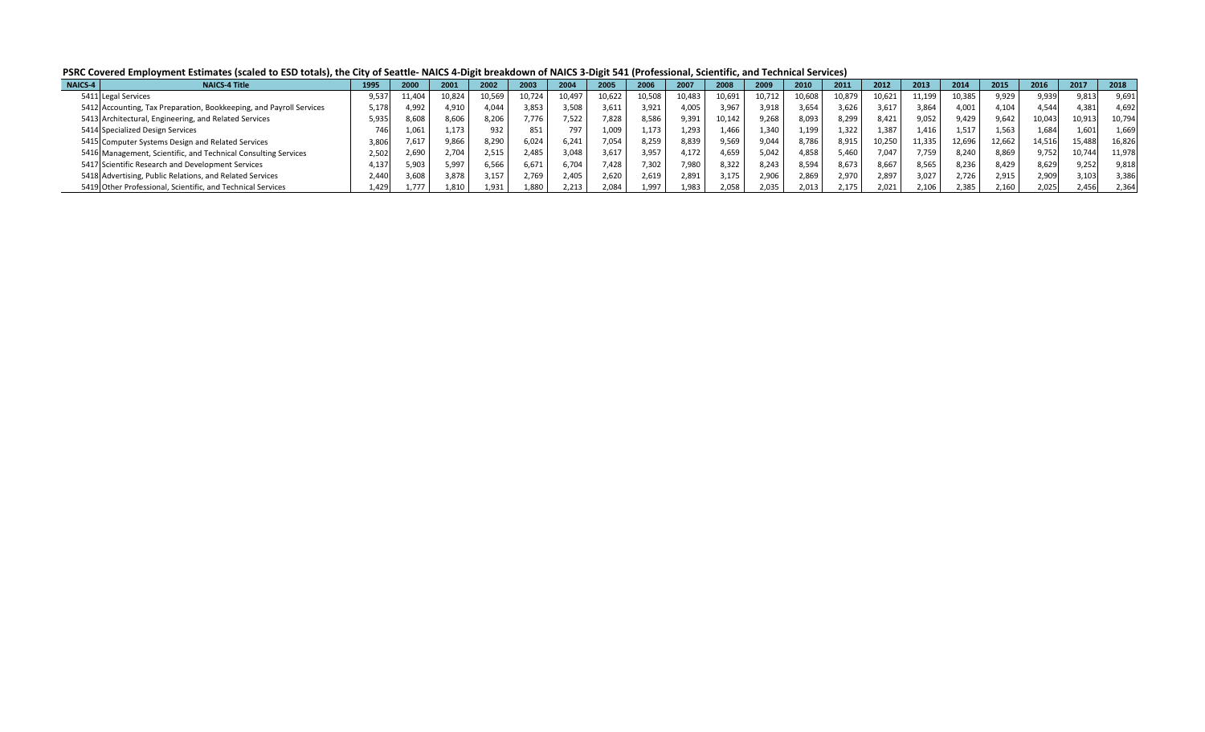**PSRC Covered Employment Estimates (scaled to ESD totals), the City of Seattle- NAICS 4-Digit breakdown of NAICS 3-Digit 541 (Professional, Scientific, and Technical Services)**

| NAICS-4 | NAICS-4 Title | 1995 | 2000 | 2001 | 2002 | 2003 | 2004 | 2005 | 2006 | 2007 | 2008 | 2009 | 2010 | 2011 | 2012 | 2013 | 2014 | 2015 | 2016 | 2017 | 2018 |
|---|---|---|---|---|---|---|---|---|---|---|---|---|---|---|---|---|---|---|---|---|---|
| 5411 | Legal Services | 9,537 | 11,404 | 10,824 | 10,569 | 10,724 | 10,497 | 10,622 | 10,508 | 10,483 | 10,691 | 10,712 | 10,608 | 10,879 | 10,621 | 11,199 | 10,385 | 9,929 | 9,939 | 9,813 | 9,691 |
| 5412 | Accounting, Tax Preparation, Bookkeeping, and Payroll Services | 5,178 | 4,992 | 4,910 | 4,044 | 3,853 | 3,508 | 3,611 | 3,921 | 4,005 | 3,967 | 3,918 | 3,654 | 3,626 | 3,617 | 3,864 | 4,001 | 4,104 | 4,544 | 4,381 | 4,692 |
| 5413 | Architectural, Engineering, and Related Services | 5,935 | 8,608 | 8,606 | 8,206 | 7,776 | 7,522 | 7,828 | 8,586 | 9,391 | 10,142 | 9,268 | 8,093 | 8,299 | 8,421 | 9,052 | 9,429 | 9,642 | 10,043 | 10,913 | 10,794 |
| 5414 | Specialized Design Services | 746 | 1,061 | 1,173 | 932 | 851 | 797 | 1,009 | 1,173 | 1,293 | 1,466 | 1,340 | 1,199 | 1,322 | 1,387 | 1,416 | 1,517 | 1,563 | 1,684 | 1,601 | 1,669 |
| 5415 | Computer Systems Design and Related Services | 3,806 | 7,617 | 9,866 | 8,290 | 6,024 | 6,241 | 7,054 | 8,259 | 8,839 | 9,569 | 9,044 | 8,786 | 8,915 | 10,250 | 11,335 | 12,696 | 12,662 | 14,516 | 15,488 | 16,826 |
| 5416 | Management, Scientific, and Technical Consulting Services | 2,502 | 2,690 | 2,704 | 2,515 | 2,485 | 3,048 | 3,617 | 3,957 | 4,172 | 4,659 | 5,042 | 4,858 | 5,460 | 7,047 | 7,759 | 8,240 | 8,869 | 9,752 | 10,744 | 11,978 |
| 5417 | Scientific Research and Development Services | 4,137 | 5,903 | 5,997 | 6,566 | 6,671 | 6,704 | 7,428 | 7,302 | 7,980 | 8,322 | 8,243 | 8,594 | 8,673 | 8,667 | 8,565 | 8,236 | 8,429 | 8,629 | 9,252 | 9,818 |
| 5418 | Advertising, Public Relations, and Related Services | 2,440 | 3,608 | 3,878 | 3,157 | 2,769 | 2,405 | 2,620 | 2,619 | 2,891 | 3,175 | 2,906 | 2,869 | 2,970 | 2,897 | 3,027 | 2,726 | 2,915 | 2,909 | 3,103 | 3,386 |
| 5419 | Other Professional, Scientific, and Technical Services | 1,429 | 1,777 | 1,810 | 1,931 | 1,880 | 2,213 | 2,084 | 1,997 | 1,983 | 2,058 | 2,035 | 2,013 | 2,175 | 2,021 | 2,106 | 2,385 | 2,160 | 2,025 | 2,456 | 2,364 |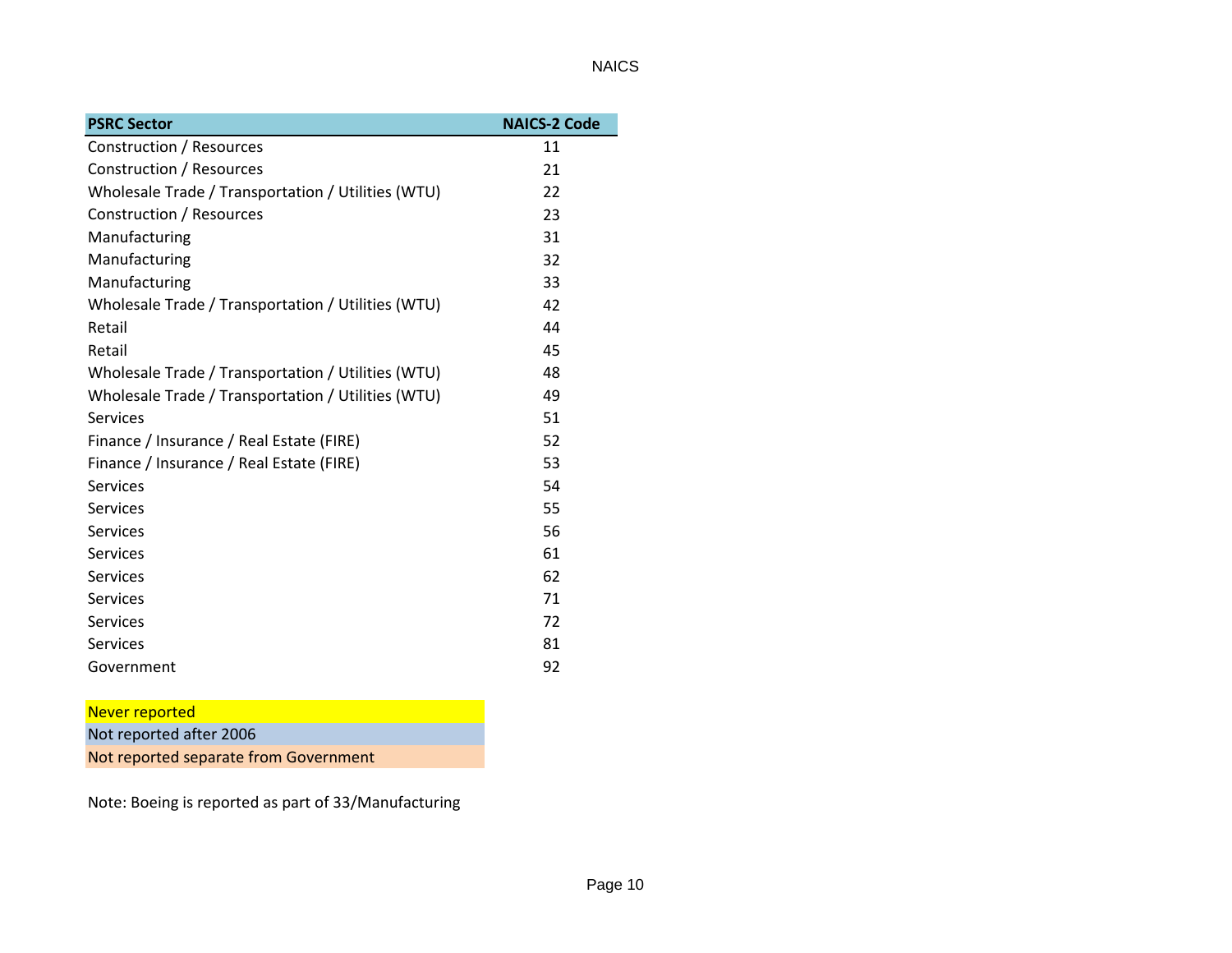NAICS

| PSRC Sector | NAICS-2 Code |
| --- | --- |
| Construction / Resources | 11 |
| Construction / Resources | 21 |
| Wholesale Trade / Transportation / Utilities (WTU) | 22 |
| Construction / Resources | 23 |
| Manufacturing | 31 |
| Manufacturing | 32 |
| Manufacturing | 33 |
| Wholesale Trade / Transportation / Utilities (WTU) | 42 |
| Retail | 44 |
| Retail | 45 |
| Wholesale Trade / Transportation / Utilities (WTU) | 48 |
| Wholesale Trade / Transportation / Utilities (WTU) | 49 |
| Services | 51 |
| Finance / Insurance / Real Estate (FIRE) | 52 |
| Finance / Insurance / Real Estate (FIRE) | 53 |
| Services | 54 |
| Services | 55 |
| Services | 56 |
| Services | 61 |
| Services | 62 |
| Services | 71 |
| Services | 72 |
| Services | 81 |
| Government | 92 |

Never reported

Not reported after 2006

Not reported separate from Government

Note: Boeing is reported as part of 33/Manufacturing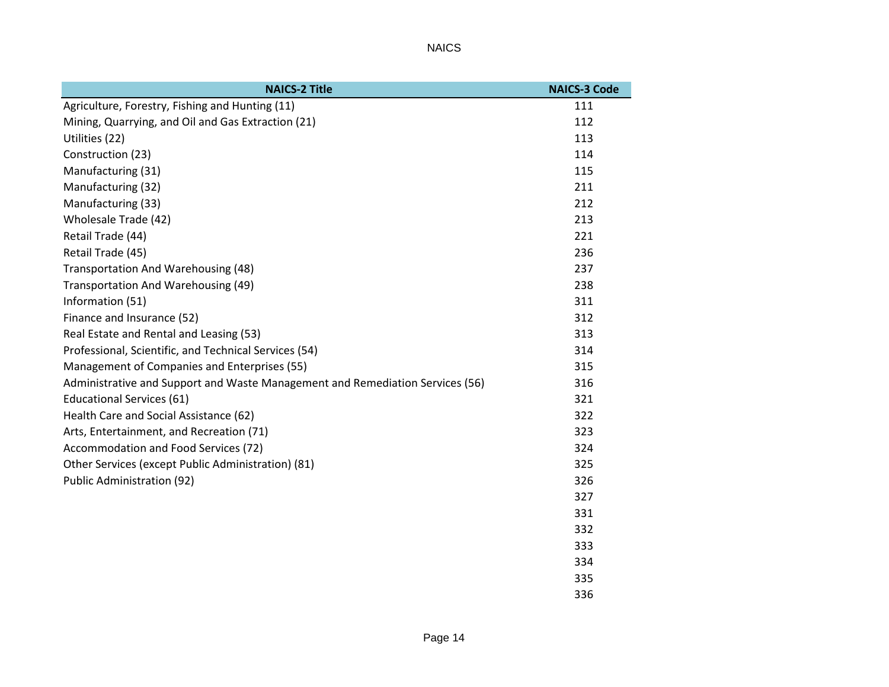| NAICS-2 Title | NAICS-3 Code |
| --- | --- |
| Agriculture, Forestry, Fishing and Hunting (11) | 111 |
| Mining, Quarrying, and Oil and Gas Extraction (21) | 112 |
| Utilities (22) | 113 |
| Construction (23) | 114 |
| Manufacturing (31) | 115 |
| Manufacturing (32) | 211 |
| Manufacturing (33) | 212 |
| Wholesale Trade (42) | 213 |
| Retail Trade (44) | 221 |
| Retail Trade (45) | 236 |
| Transportation And Warehousing (48) | 237 |
| Transportation And Warehousing (49) | 238 |
| Information (51) | 311 |
| Finance and Insurance (52) | 312 |
| Real Estate and Rental and Leasing (53) | 313 |
| Professional, Scientific, and Technical Services (54) | 314 |
| Management of Companies and Enterprises (55) | 315 |
| Administrative and Support and Waste Management and Remediation Services (56) | 316 |
| Educational Services (61) | 321 |
| Health Care and Social Assistance (62) | 322 |
| Arts, Entertainment, and Recreation (71) | 323 |
| Accommodation and Food Services (72) | 324 |
| Other Services (except Public Administration) (81) | 325 |
| Public Administration (92) | 326 |
| | 327 |
| | 331 |
| | 332 |
| | 333 |
| | 334 |
| | 335 |
| | 336 |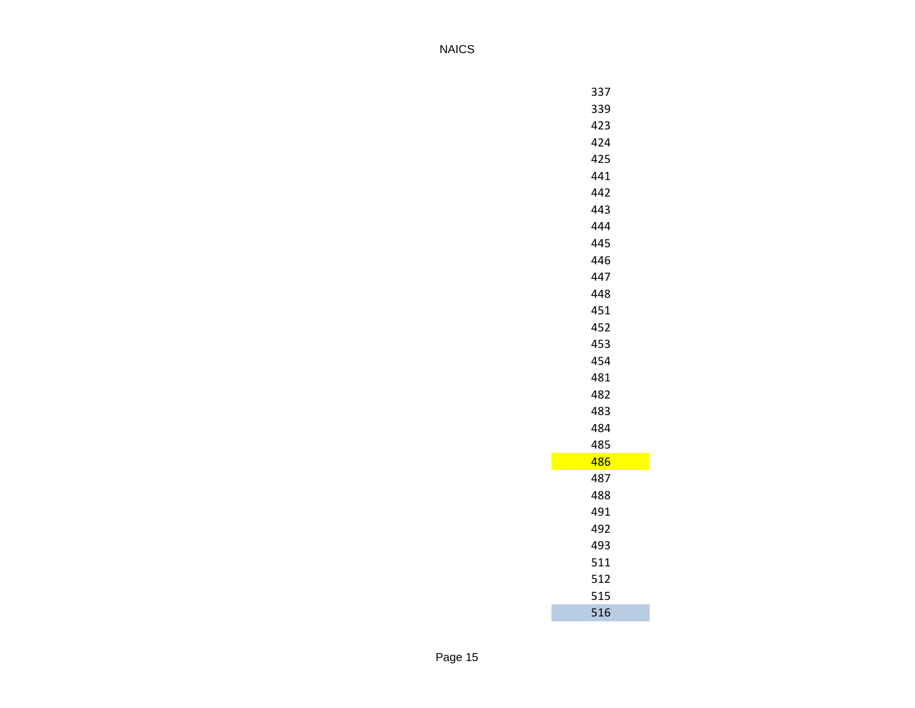| NAICS |
| --- |
| 337 |
| 339 |
| 423 |
| 424 |
| 425 |
| 441 |
| 442 |
| 443 |
| 444 |
| 445 |
| 446 |
| 447 |
| 448 |
| 451 |
| 452 |
| 453 |
| 454 |
| 481 |
| 482 |
| 483 |
| 484 |
| 485 |
| 486 |
| 487 |
| 488 |
| 491 |
| 492 |
| 493 |
| 511 |
| 512 |
| 515 |
| 516 |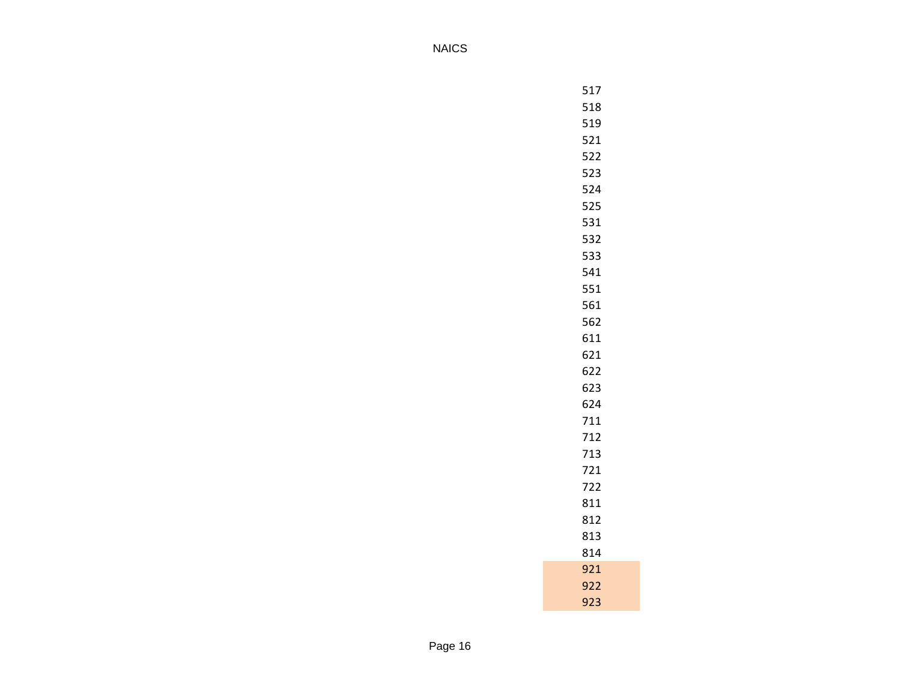NAICS

| |
|---|
| 517 |
| 518 |
| 519 |
| 521 |
| 522 |
| 523 |
| 524 |
| 525 |
| 531 |
| 532 |
| 533 |
| 541 |
| 551 |
| 561 |
| 562 |
| 611 |
| 621 |
| 622 |
| 623 |
| 624 |
| 711 |
| 712 |
| 713 |
| 721 |
| 722 |
| 811 |
| 812 |
| 813 |
| 814 |
| 921 |
| 922 |
| 923 |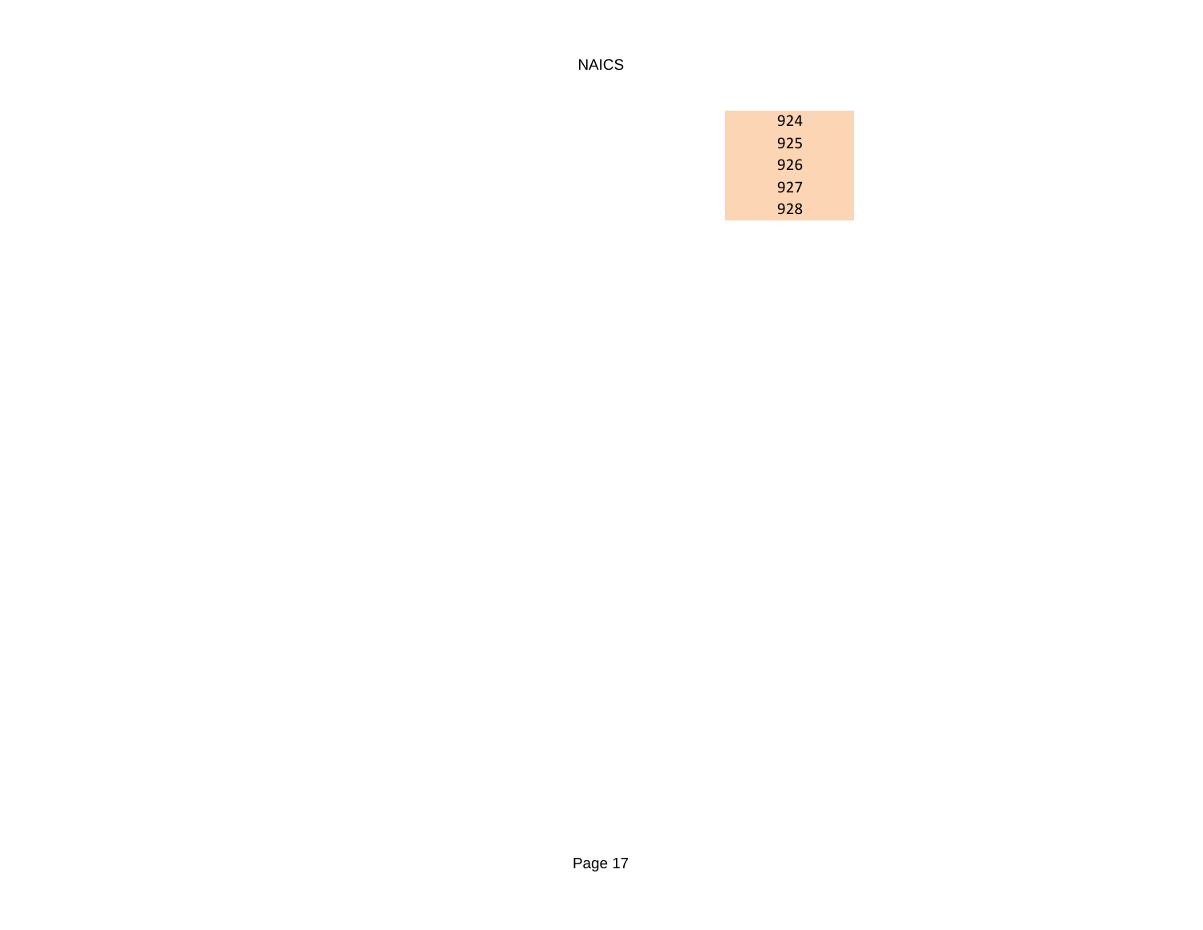| NAICS |
| --- |
| 924 |
| 925 |
| 926 |
| 927 |
| 928 |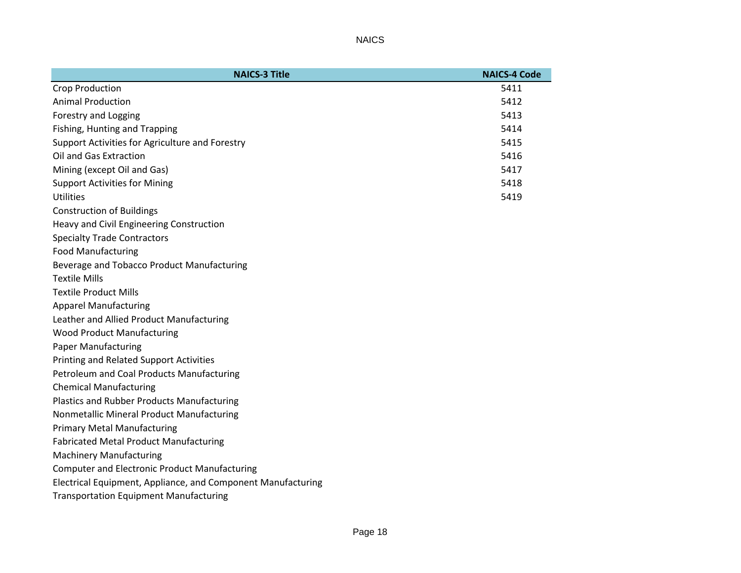| NAICS-3 Title | NAICS-4 Code |
|---|---|
| Crop Production | 5411 |
| Animal Production | 5412 |
| Forestry and Logging | 5413 |
| Fishing, Hunting and Trapping | 5414 |
| Support Activities for Agriculture and Forestry | 5415 |
| Oil and Gas Extraction | 5416 |
| Mining (except Oil and Gas) | 5417 |
| Support Activities for Mining | 5418 |
| Utilities | 5419 |
| Construction of Buildings | |
| Heavy and Civil Engineering Construction | |
| Specialty Trade Contractors | |
| Food Manufacturing | |
| Beverage and Tobacco Product Manufacturing | |
| Textile Mills | |
| Textile Product Mills | |
| Apparel Manufacturing | |
| Leather and Allied Product Manufacturing | |
| Wood Product Manufacturing | |
| Paper Manufacturing | |
| Printing and Related Support Activities | |
| Petroleum and Coal Products Manufacturing | |
| Chemical Manufacturing | |
| Plastics and Rubber Products Manufacturing | |
| Nonmetallic Mineral Product Manufacturing | |
| Primary Metal Manufacturing | |
| Fabricated Metal Product Manufacturing | |
| Machinery Manufacturing | |
| Computer and Electronic Product Manufacturing | |
| Electrical Equipment, Appliance, and Component Manufacturing | |
| Transportation Equipment Manufacturing | |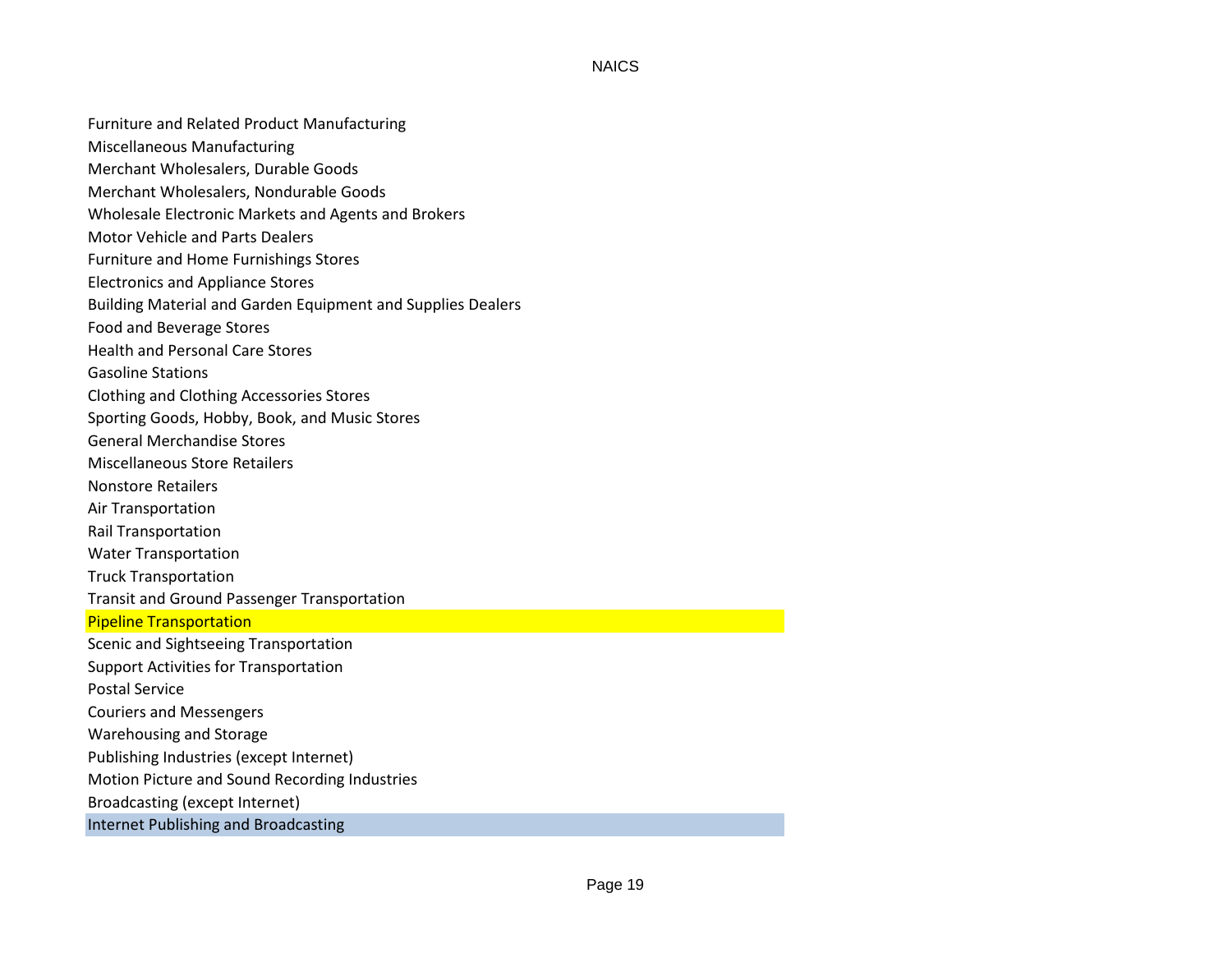Furniture and Related Product Manufacturing
Miscellaneous Manufacturing
Merchant Wholesalers, Durable Goods
Merchant Wholesalers, Nondurable Goods
Wholesale Electronic Markets and Agents and Brokers
Motor Vehicle and Parts Dealers
Furniture and Home Furnishings Stores
Electronics and Appliance Stores
Building Material and Garden Equipment and Supplies Dealers
Food and Beverage Stores
Health and Personal Care Stores
Gasoline Stations
Clothing and Clothing Accessories Stores
Sporting Goods, Hobby, Book, and Music Stores
General Merchandise Stores
Miscellaneous Store Retailers
Nonstore Retailers
Air Transportation
Rail Transportation
Water Transportation
Truck Transportation
Transit and Ground Passenger Transportation
Pipeline Transportation
Scenic and Sightseeing Transportation
Support Activities for Transportation
Postal Service
Couriers and Messengers
Warehousing and Storage
Publishing Industries (except Internet)
Motion Picture and Sound Recording Industries
Broadcasting (except Internet)
Internet Publishing and Broadcasting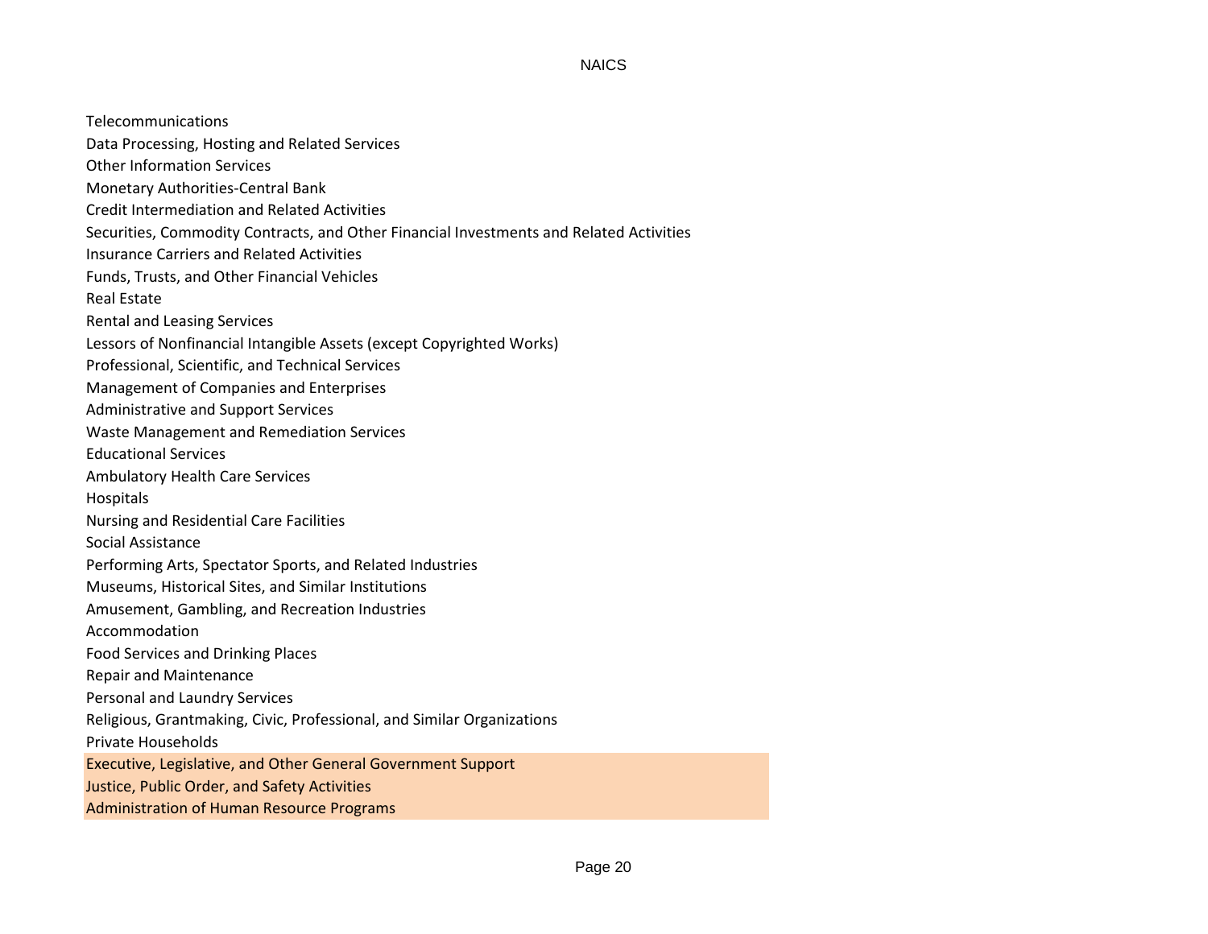NAICS

Telecommunications
Data Processing, Hosting and Related Services
Other Information Services
Monetary Authorities-Central Bank
Credit Intermediation and Related Activities
Securities, Commodity Contracts, and Other Financial Investments and Related Activities
Insurance Carriers and Related Activities
Funds, Trusts, and Other Financial Vehicles
Real Estate
Rental and Leasing Services
Lessors of Nonfinancial Intangible Assets (except Copyrighted Works)
Professional, Scientific, and Technical Services
Management of Companies and Enterprises
Administrative and Support Services
Waste Management and Remediation Services
Educational Services
Ambulatory Health Care Services
Hospitals
Nursing and Residential Care Facilities
Social Assistance
Performing Arts, Spectator Sports, and Related Industries
Museums, Historical Sites, and Similar Institutions
Amusement, Gambling, and Recreation Industries
Accommodation
Food Services and Drinking Places
Repair and Maintenance
Personal and Laundry Services
Religious, Grantmaking, Civic, Professional, and Similar Organizations
Private Households
Executive, Legislative, and Other General Government Support
Justice, Public Order, and Safety Activities
Administration of Human Resource Programs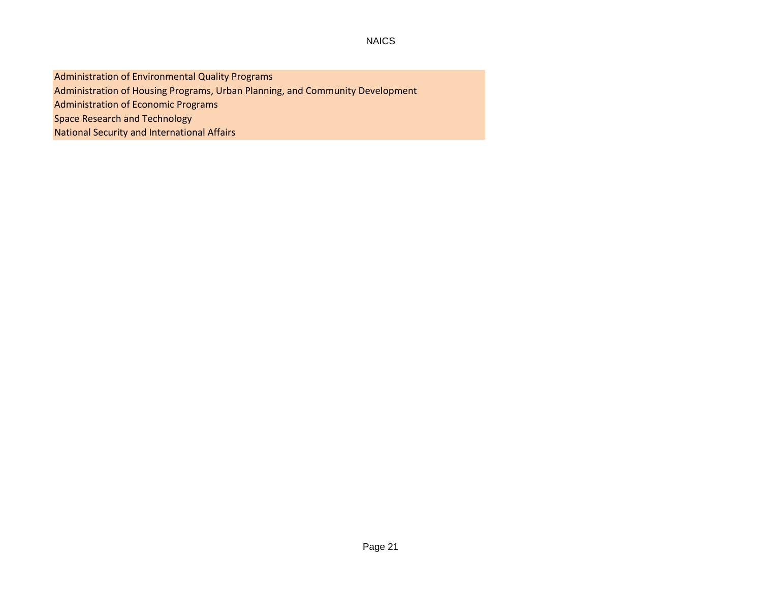Administration of Environmental Quality Programs
Administration of Housing Programs, Urban Planning, and Community Development
Administration of Economic Programs
Space Research and Technology
National Security and International Affairs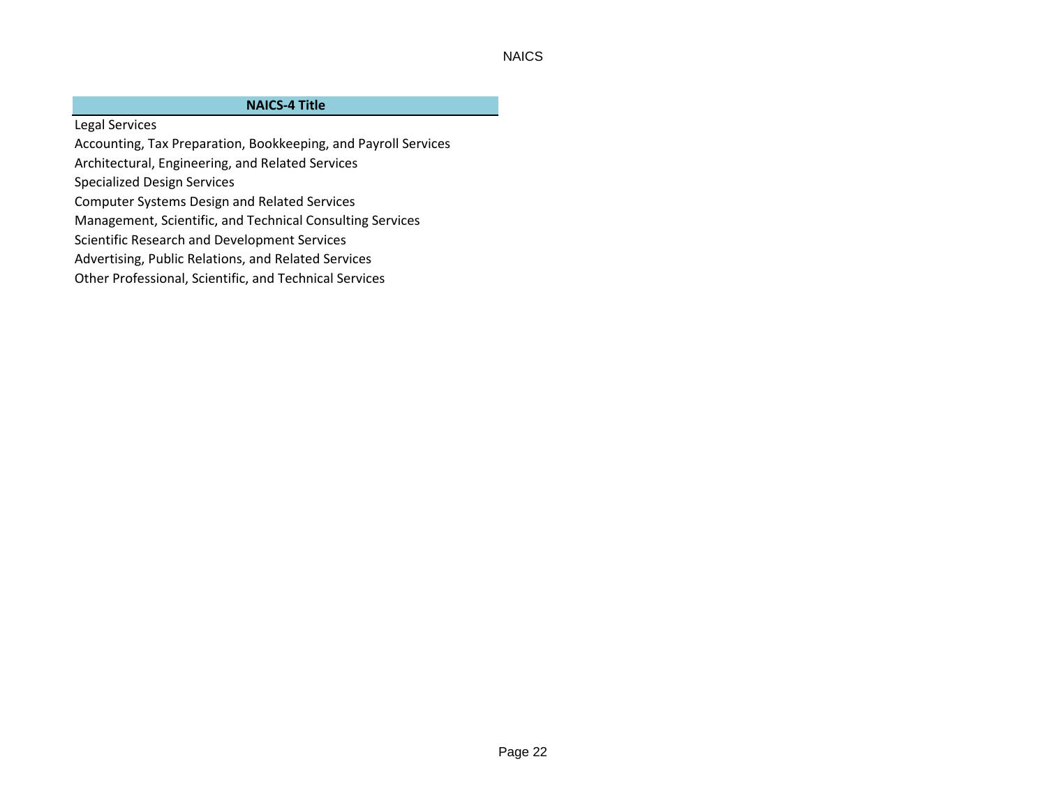| NAICS-4 Title |
| --- |
| Legal Services |
| Accounting, Tax Preparation, Bookkeeping, and Payroll Services |
| Architectural, Engineering, and Related Services |
| Specialized Design Services |
| Computer Systems Design and Related Services |
| Management, Scientific, and Technical Consulting Services |
| Scientific Research and Development Services |
| Advertising, Public Relations, and Related Services |
| Other Professional, Scientific, and Technical Services |